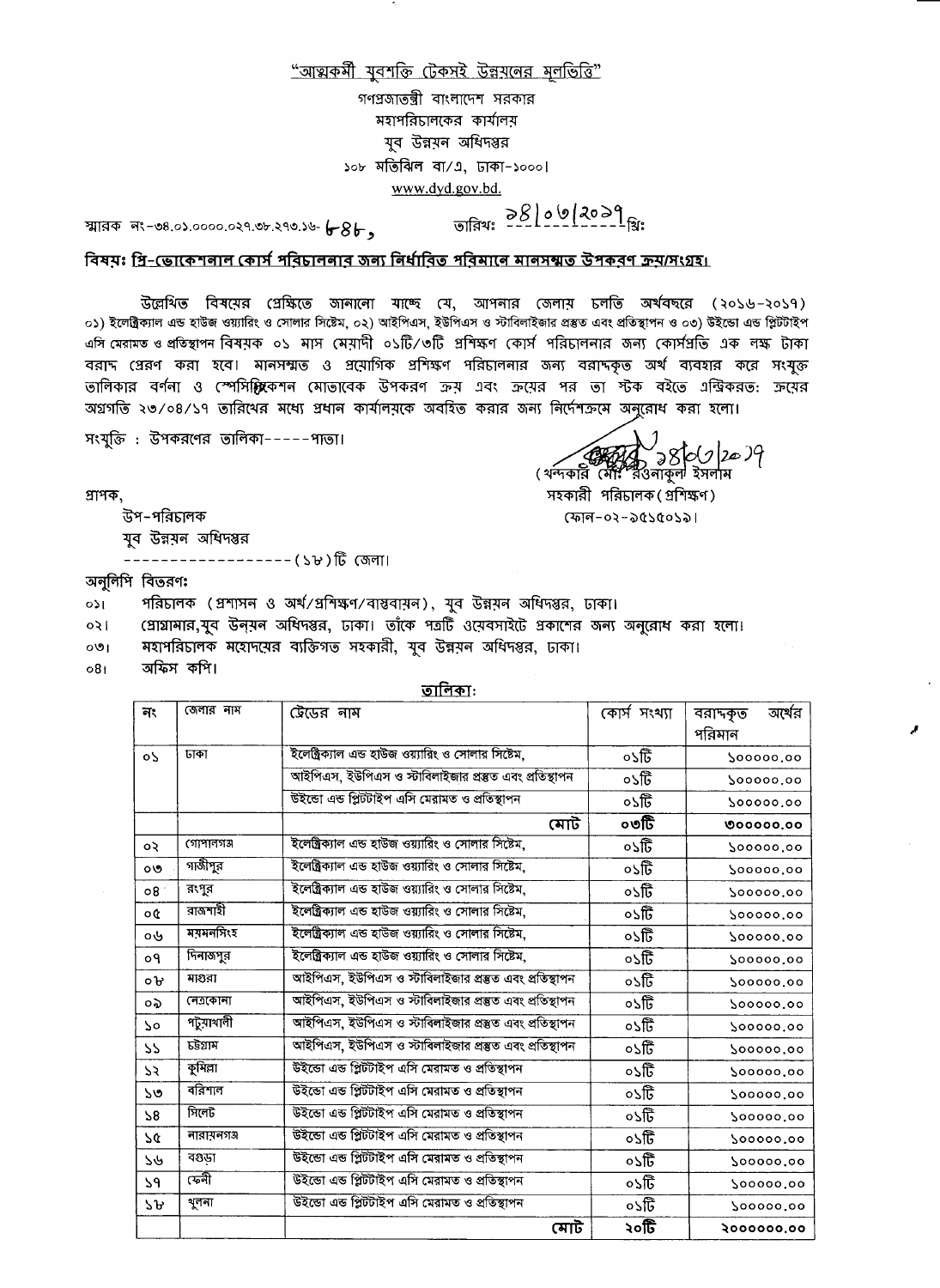"আত্মকর্মী যুবশক্তি টেকসই উন্নয়নের মূলভিত্তি"

গণপ্রজাতন্ত্রী বাংলাদেশ সরকার
মহাপরিচালকের কার্যালয়
যুব উন্নয়ন অধিদপ্তর
১০৮ মতিঝিল বা/এ, ঢাকা-১০০০।
www.dyd.gov.bd.

স্মারক নং-৩৪.০১.০০০০.০২৭.৩৮.২৭৩.১৬- ৮৪৮, তারিখঃ ২৪/০৩/২০১৭ খ্রিঃ

**বিষয়ঃ প্রি-ভোকেশনাল কোর্স পরিচালনার জন্য নির্ধারিত পরিমানে মানসম্মত উপকরণ ক্রয়/সংগ্রহ।**

উল্লেখিত বিষয়ের প্রেক্ষিতে জানানো যাচ্ছে যে, আপনার জেলায় চলতি অর্থবছরে (২০১৬-২০১৭) ০১) ইলেক্ট্রিক্যাল এন্ড হাউজ ওয়্যারিং ও সোলার সিস্টেম, ০২) আইপিএস, ইউপিএস ও স্টাবিলাইজার প্রস্তুত এবং প্রতিস্থাপন ও ০৩) উইন্ডো এন্ড স্প্লিটটাইপ এসি মেরামত ও প্রতিস্থাপন বিষয়ক ০১ মাস মেয়াদী ০১টি/৩টি প্রশিক্ষণ কোর্স পরিচালনার জন্য কোর্সপ্রতি এক লক্ষ টাকা বরাদ্দ প্রেরণ করা হবে। মানসম্মত ও প্রয়োগিক প্রশিক্ষণ পরিচালনার জন্য বরাদ্দকৃত অর্থ ব্যবহার করে সংযুক্ত তালিকার বর্ণনা ও স্পেসিফিকেশন মোতাবেক উপকরণ ক্রয় এবং ক্রয়ের পর তা স্টক বইতে এন্ট্রিকরত: ক্রয়ের অগ্রগতি ২৩/০৪/১৭ তারিখের মধ্যে প্রধান কার্যালয়কে অবহিত করার জন্য নির্দেশক্রমে অনুরোধ করা হলো।

সংযুক্তি : উপকরণের তালিকা-----পাতা।

২৪/০৩/২০১৭
(খন্দকার মোঃ রওনাকুল ইসলাম
সহকারী পরিচালক(প্রশিক্ষণ)
ফোন-০২-৯৫১৫০১৯।

প্রাপক,
উপ-পরিচালক
যুব উন্নয়ন অধিদপ্তর
------------------(১৮)টি জেলা।

অনুলিপি বিতরণঃ

০১। পরিচালক (প্রশাসন ও অর্থ/প্রশিক্ষণ/বাস্তবায়ন), যুব উন্নয়ন অধিদপ্তর, ঢাকা।
০২। প্রোগ্রামার,যুব উন্নয়ন অধিদপ্তর, ঢাকা। তাঁকে পত্রটি ওয়েবসাইটে প্রকাশের জন্য অনুরোধ করা হলো।
০৩। মহাপরিচালক মহোদয়ের ব্যক্তিগত সহকারী, যুব উন্নয়ন অধিদপ্তর, ঢাকা।
০৪। অফিস কপি।

**তালিকাঃ**

| নং | জেলার নাম | ট্রেডের নাম | কোর্স সংখ্যা | বরাদ্দকৃত অর্থের পরিমান |
|---|---|---|---|---|
| ০১ | ঢাকা | ইলেক্ট্রিক্যাল এন্ড হাউজ ওয়্যারিং ও সোলার সিস্টেম, | ০১টি | ১০০০০০.০০ |
| | | আইপিএস, ইউপিএস ও স্টাবিলাইজার প্রস্তুত এবং প্রতিস্থাপন | ০১টি | ১০০০০০.০০ |
| | | উইন্ডো এন্ড স্প্লিটটাইপ এসি মেরামত ও প্রতিস্থাপন | ০১টি | ১০০০০০.০০ |
| | | **মোট** | **০৩টি** | **৩০০০০০.০০** |
| ০২ | গোপালগঞ্জ | ইলেক্ট্রিক্যাল এন্ড হাউজ ওয়্যারিং ও সোলার সিস্টেম, | ০১টি | ১০০০০০.০০ |
| ০৩ | গাজীপুর | ইলেক্ট্রিক্যাল এন্ড হাউজ ওয়্যারিং ও সোলার সিস্টেম, | ০১টি | ১০০০০০.০০ |
| ০৪ | রংপুর | ইলেক্ট্রিক্যাল এন্ড হাউজ ওয়্যারিং ও সোলার সিস্টেম, | ০১টি | ১০০০০০.০০ |
| ০৫ | রাজশাহী | ইলেক্ট্রিক্যাল এন্ড হাউজ ওয়্যারিং ও সোলার সিস্টেম, | ০১টি | ১০০০০০.০০ |
| ০৬ | ময়মনসিংহ | ইলেক্ট্রিক্যাল এন্ড হাউজ ওয়্যারিং ও সোলার সিস্টেম, | ০১টি | ১০০০০০.০০ |
| ০৭ | দিনাজপুর | ইলেক্ট্রিক্যাল এন্ড হাউজ ওয়্যারিং ও সোলার সিস্টেম, | ০১টি | ১০০০০০.০০ |
| ০৮ | মাগুরা | আইপিএস, ইউপিএস ও স্টাবিলাইজার প্রস্তুত এবং প্রতিস্থাপন | ০১টি | ১০০০০০.০০ |
| ০৯ | নেত্রকোনা | আইপিএস, ইউপিএস ও স্টাবিলাইজার প্রস্তুত এবং প্রতিস্থাপন | ০১টি | ১০০০০০.০০ |
| ১০ | পটুয়াখালী | আইপিএস, ইউপিএস ও স্টাবিলাইজার প্রস্তুত এবং প্রতিস্থাপন | ০১টি | ১০০০০০.০০ |
| ১১ | চট্টগ্রাম | আইপিএস, ইউপিএস ও স্টাবিলাইজার প্রস্তুত এবং প্রতিস্থাপন | ০১টি | ১০০০০০.০০ |
| ১২ | কুমিল্লা | উইন্ডো এন্ড স্প্লিটটাইপ এসি মেরামত ও প্রতিস্থাপন | ০১টি | ১০০০০০.০০ |
| ১৩ | বরিশাল | উইন্ডো এন্ড স্প্লিটটাইপ এসি মেরামত ও প্রতিস্থাপন | ০১টি | ১০০০০০.০০ |
| ১৪ | সিলেট | উইন্ডো এন্ড স্প্লিটটাইপ এসি মেরামত ও প্রতিস্থাপন | ০১টি | ১০০০০০.০০ |
| ১৫ | নারায়নগঞ্জ | উইন্ডো এন্ড স্প্লিটটাইপ এসি মেরামত ও প্রতিস্থাপন | ০১টি | ১০০০০০.০০ |
| ১৬ | বগুড়া | উইন্ডো এন্ড স্প্লিটটাইপ এসি মেরামত ও প্রতিস্থাপন | ০১টি | ১০০০০০.০০ |
| ১৭ | ফেনী | উইন্ডো এন্ড স্প্লিটটাইপ এসি মেরামত ও প্রতিস্থাপন | ০১টি | ১০০০০০.০০ |
| ১৮ | খুলনা | উইন্ডো এন্ড স্প্লিটটাইপ এসি মেরামত ও প্রতিস্থাপন | ০১টি | ১০০০০০.০০ |
| | | **মোট** | **২০টি** | **২০০০০০০.০০** |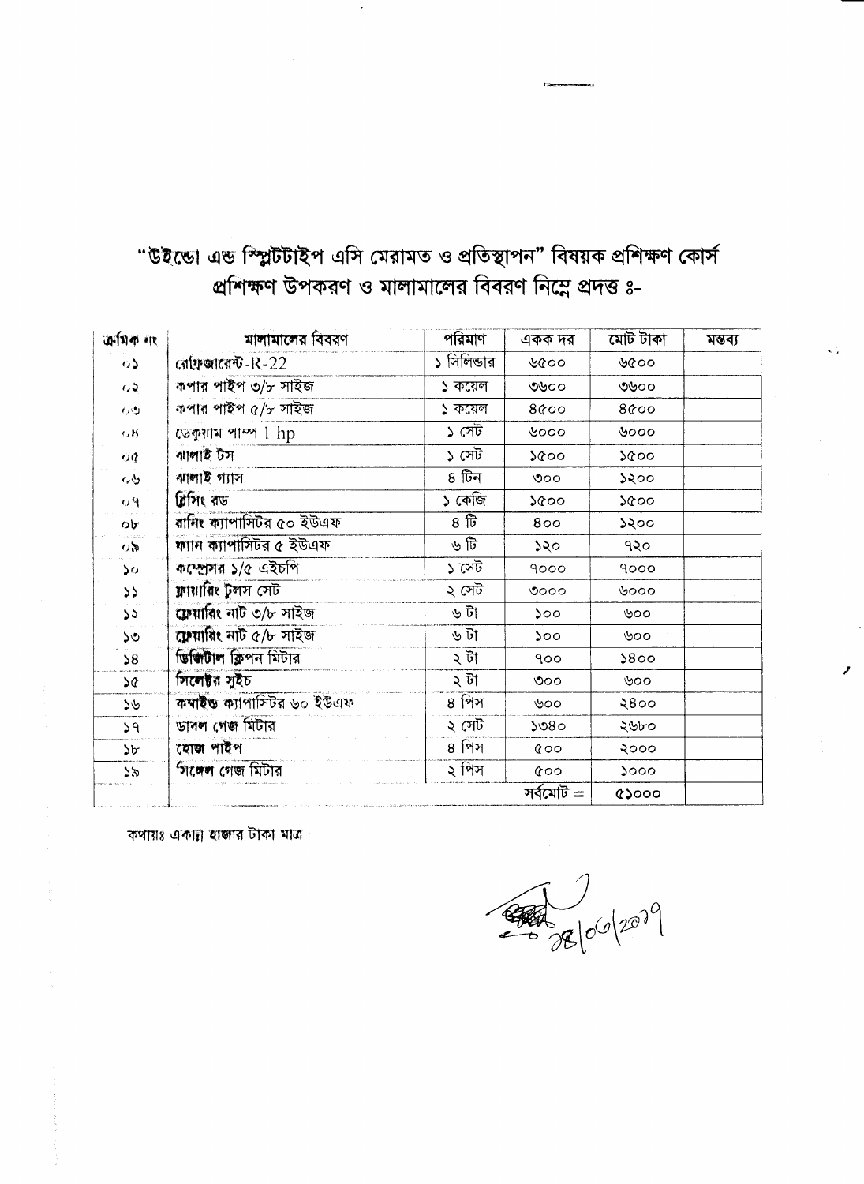# "উইন্ডো এন্ড স্প্লিটটাইপ এসি মেরামত ও প্রতিস্থাপন" বিষয়ক প্রশিক্ষণ কোর্স
## প্রশিক্ষণ উপকরণ ও মালামালের বিবরণ নিম্নে প্রদত্ত ঃ-

| ক্রমিক নং | মালামালের বিবরণ | পরিমাণ | একক দর | মোট টাকা | মন্তব্য |
|---|---|---|---|---|---|
| ০১ | রেফ্রিজারেন্ট-R-22 | ১ সিলিন্ডার | ৬৫০০ | ৬৫০০ | |
| ০২ | কপার পাইপ ৩/৮ সাইজ | ১ কয়েল | ৩৬০০ | ৩৬০০ | |
| ০৩ | কপার পাইপ ৫/৮ সাইজ | ১ কয়েল | ৪৫০০ | ৪৫০০ | |
| ০৪ | ভেকুয়াম পাম্প 1 hp | ১ সেট | ৬০০০ | ৬০০০ | |
| ০৫ | ঝালাই টস | ১ সেট | ১৫০০ | ১৫০০ | |
| ০৬ | ঝালাই গ্যাস | ৪ টিন | ৩০০ | ১২০০ | |
| ০৭ | ব্রিসিং রড | ১ কেজি | ১৫০০ | ১৫০০ | |
| ০৮ | রানিং ক্যাপাসিটর ৫০ ইউএফ | ৪ টি | ৪০০ | ১২০০ | |
| ০৯ | ফ্যান ক্যাপাসিটর ৫ ইউএফ | ৬ টি | ১২০ | ৭২০ | |
| ১০ | কম্প্রেসর ১/৫ এইচপি | ১ সেট | ৭০০০ | ৭০০০ | |
| ১১ | ফ্লায়ারিং টুলস সেট | ২ সেট | ৩০০০ | ৬০০০ | |
| ১২ | ফ্লেয়ারিং নাট ৩/৮ সাইজ | ৬ টা | ১০০ | ৬০০ | |
| ১৩ | ফ্লেয়ারিং নাট ৫/৮ সাইজ | ৬ টা | ১০০ | ৬০০ | |
| ১৪ | ডিজিটাল ক্লিপন মিটার | ২ টা | ৭০০ | ১৪০০ | |
| ১৫ | সিলেক্টর সুইচ | ২ টা | ৩০০ | ৬০০ | |
| ১৬ | কম্বাইন্ড ক্যাপাসিটর ৬০ ইউএফ | ৪ পিস | ৬০০ | ২৪০০ | |
| ১৭ | ডাবল গেজ মিটার | ২ সেট | ১৩৪০ | ২৬৮০ | |
| ১৮ | হোজ পাইপ | ৪ পিস | ৫০০ | ২০০০ | |
| ১৯ | সিঙ্গেল গেজ মিটার | ২ পিস | ৫০০ | ১০০০ | |
| | | | সর্বমোট = | ৫১০০০ | |

কথায়ঃ একান্ন হাজার টাকা মাত্র।

২৪/০৩/২০১৭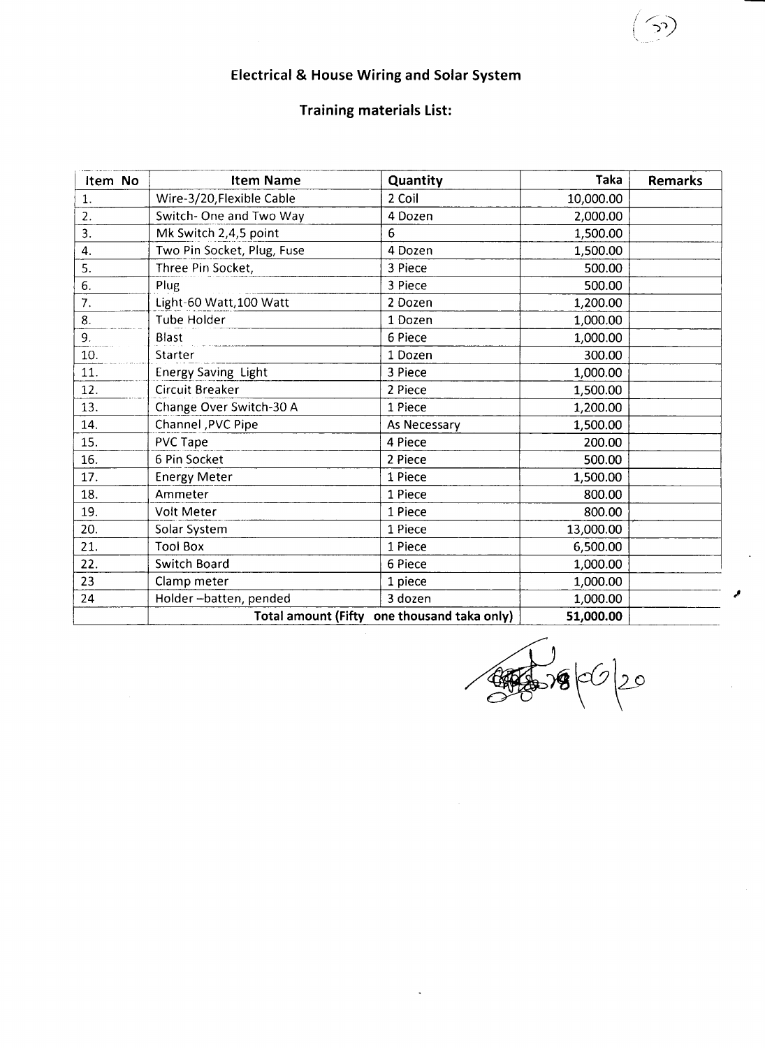## Electrical & House Wiring and Solar System

## Training materials List:

| Item No | Item Name | Quantity | Taka | Remarks |
|---|---|---|---|---|
| 1. | Wire-3/20,Flexible Cable | 2 Coil | 10,000.00 | |
| 2. | Switch- One and Two Way | 4 Dozen | 2,000.00 | |
| 3. | Mk Switch 2,4,5 point | 6 | 1,500.00 | |
| 4. | Two Pin Socket, Plug, Fuse | 4 Dozen | 1,500.00 | |
| 5. | Three Pin Socket, | 3 Piece | 500.00 | |
| 6. | Plug | 3 Piece | 500.00 | |
| 7. | Light-60 Watt,100 Watt | 2 Dozen | 1,200.00 | |
| 8. | Tube Holder | 1 Dozen | 1,000.00 | |
| 9. | Blast | 6 Piece | 1,000.00 | |
| 10. | Starter | 1 Dozen | 300.00 | |
| 11. | Energy Saving Light | 3 Piece | 1,000.00 | |
| 12. | Circuit Breaker | 2 Piece | 1,500.00 | |
| 13. | Change Over Switch-30 A | 1 Piece | 1,200.00 | |
| 14. | Channel ,PVC Pipe | As Necessary | 1,500.00 | |
| 15. | PVC Tape | 4 Piece | 200.00 | |
| 16. | 6 Pin Socket | 2 Piece | 500.00 | |
| 17. | Energy Meter | 1 Piece | 1,500.00 | |
| 18. | Ammeter | 1 Piece | 800.00 | |
| 19. | Volt Meter | 1 Piece | 800.00 | |
| 20. | Solar System | 1 Piece | 13,000.00 | |
| 21. | Tool Box | 1 Piece | 6,500.00 | |
| 22. | Switch Board | 6 Piece | 1,000.00 | |
| 23 | Clamp meter | 1 piece | 1,000.00 | |
| 24 | Holder –batten, pended | 3 dozen | 1,000.00 | |
| | Total amount (Fifty one thousand taka only) | | 51,000.00 | |

28/06/20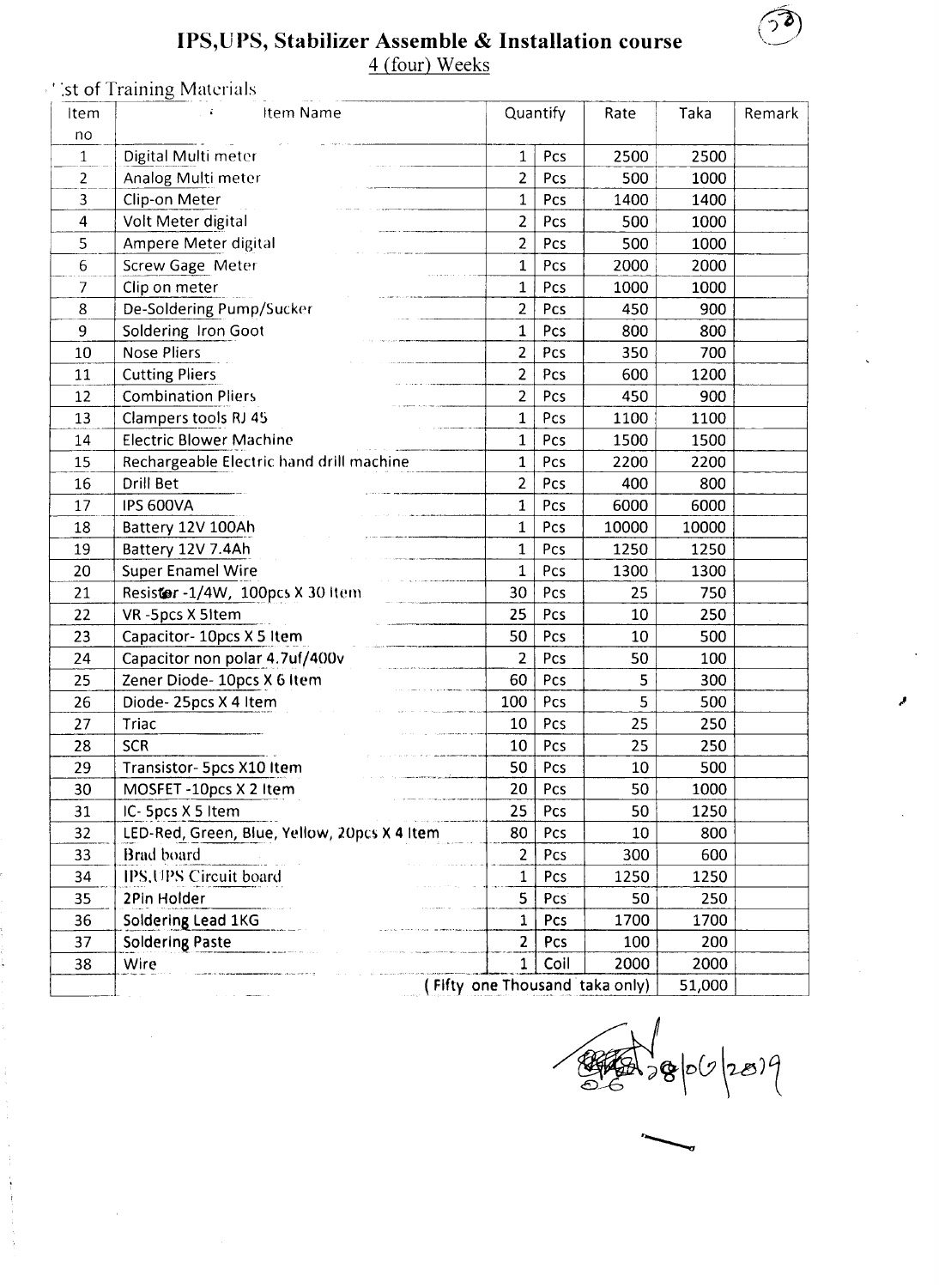# IPS,UPS, Stabilizer Assemble & Installation course

4 (four) Weeks

List of Training Materials

| Item no | Item Name | Quantify | | Rate | Taka | Remark |
|---|---|---|---|---|---|---|
| 1 | Digital Multi meter | 1 | Pcs | 2500 | 2500 | |
| 2 | Analog Multi meter | 2 | Pcs | 500 | 1000 | |
| 3 | Clip-on Meter | 1 | Pcs | 1400 | 1400 | |
| 4 | Volt Meter digital | 2 | Pcs | 500 | 1000 | |
| 5 | Ampere Meter digital | 2 | Pcs | 500 | 1000 | |
| 6 | Screw Gage Meter | 1 | Pcs | 2000 | 2000 | |
| 7 | Clip on meter | 1 | Pcs | 1000 | 1000 | |
| 8 | De-Soldering Pump/Sucker | 2 | Pcs | 450 | 900 | |
| 9 | Soldering Iron Goot | 1 | Pcs | 800 | 800 | |
| 10 | Nose Pliers | 2 | Pcs | 350 | 700 | |
| 11 | Cutting Pliers | 2 | Pcs | 600 | 1200 | |
| 12 | Combination Pliers | 2 | Pcs | 450 | 900 | |
| 13 | Clampers tools RJ 45 | 1 | Pcs | 1100 | 1100 | |
| 14 | Electric Blower Machine | 1 | Pcs | 1500 | 1500 | |
| 15 | Rechargeable Electric hand drill machine | 1 | Pcs | 2200 | 2200 | |
| 16 | Drill Bet | 2 | Pcs | 400 | 800 | |
| 17 | IPS 600VA | 1 | Pcs | 6000 | 6000 | |
| 18 | Battery 12V 100Ah | 1 | Pcs | 10000 | 10000 | |
| 19 | Battery 12V 7.4Ah | 1 | Pcs | 1250 | 1250 | |
| 20 | Super Enamel Wire | 1 | Pcs | 1300 | 1300 | |
| 21 | Resistor -1/4W, 100pcs X 30 Item | 30 | Pcs | 25 | 750 | |
| 22 | VR -5pcs X 5Item | 25 | Pcs | 10 | 250 | |
| 23 | Capacitor- 10pcs X 5 Item | 50 | Pcs | 10 | 500 | |
| 24 | Capacitor non polar 4.7uf/400v | 2 | Pcs | 50 | 100 | |
| 25 | Zener Diode- 10pcs X 6 Item | 60 | Pcs | 5 | 300 | |
| 26 | Diode- 25pcs X 4 Item | 100 | Pcs | 5 | 500 | |
| 27 | Triac | 10 | Pcs | 25 | 250 | |
| 28 | SCR | 10 | Pcs | 25 | 250 | |
| 29 | Transistor- 5pcs X10 Item | 50 | Pcs | 10 | 500 | |
| 30 | MOSFET -10pcs X 2 Item | 20 | Pcs | 50 | 1000 | |
| 31 | IC- 5pcs X 5 Item | 25 | Pcs | 50 | 1250 | |
| 32 | LED-Red, Green, Blue, Yellow, 20pcs X 4 Item | 80 | Pcs | 10 | 800 | |
| 33 | Brad board | 2 | Pcs | 300 | 600 | |
| 34 | IPS,UPS Circuit board | 1 | Pcs | 1250 | 1250 | |
| 35 | 2Pin Holder | 5 | Pcs | 50 | 250 | |
| 36 | Soldering Lead 1KG | 1 | Pcs | 1700 | 1700 | |
| 37 | Soldering Paste | 2 | Pcs | 100 | 200 | |
| 38 | Wire | 1 | Coil | 2000 | 2000 | |
| | ( Fifty one Thousand taka only) | | | | 51,000 | |

28/06/2019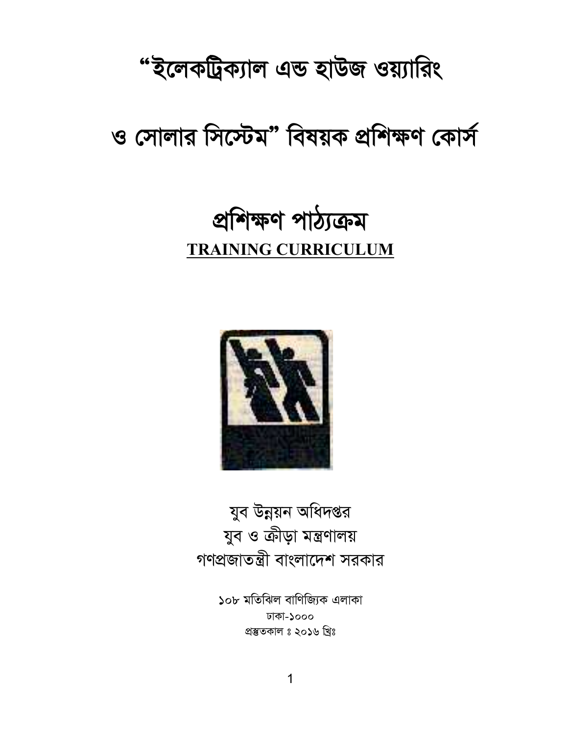# "ইলেকট্রিক্যাল এন্ড হাউজ ওয়্যারিং ও সোলার সিস্টেম" বিষয়ক প্রশিক্ষণ কোর্স

## প্রশিক্ষণ পাঠ্যক্রম

**TRAINING CURRICULUM**

যুব উন্নয়ন অধিদপ্তর
যুব ও ক্রীড়া মন্ত্রণালয়
গণপ্রজাতন্ত্রী বাংলাদেশ সরকার

১০৮ মতিঝিল বাণিজ্যিক এলাকা
ঢাকা-১০০০
প্রস্তুতকাল ঃ ২০১৬ খ্রিঃ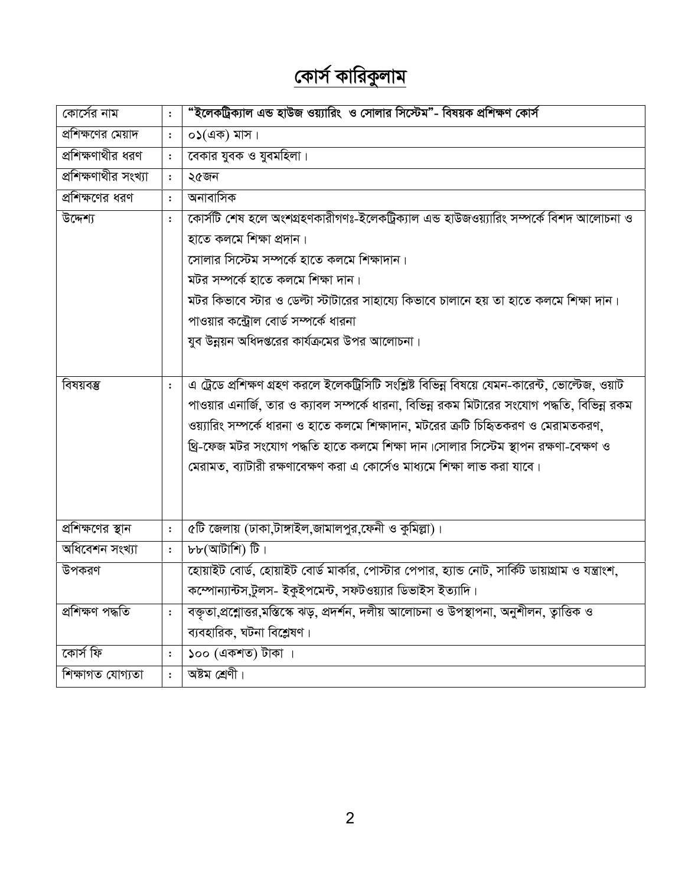# কোর্স কারিকুলাম

| | | |
|---|---|---|
| কোর্সের নাম | : | **"ইলেকট্রিক্যাল এন্ড হাউজ ওয়্যারিং ও সোলার সিস্টেম"- বিষয়ক প্রশিক্ষণ কোর্স** |
| প্রশিক্ষণের মেয়াদ | : | ০১(এক) মাস। |
| প্রশিক্ষণার্থীর ধরণ | : | বেকার যুবক ও যুবমহিলা। |
| প্রশিক্ষণার্থীর সংখ্যা | : | ২৫জন |
| প্রশিক্ষণের ধরণ | : | অনাবাসিক |
| উদ্দেশ্য | : | কোর্সটি শেষ হলে অংশগ্রহণকারীগণঃ-ইলেকট্রিক্যাল এন্ড হাউজওয়্যারিং সম্পর্কে বিশদ আলোচনা ও হাতে কলমে শিক্ষা প্রদান।<br>সোলার সিস্টেম সম্পর্কে হাতে কলমে শিক্ষাদান।<br>মটর সম্পর্কে হাতে কলমে শিক্ষা দান।<br>মটর কিভাবে স্টার ও ডেল্টা স্টাটারের সাহায্যে কিভাবে চালানে হয় তা হাতে কলমে শিক্ষা দান।<br>পাওয়ার কন্ট্রোল বোর্ড সম্পর্কে ধারনা<br>যুব উন্নয়ন অধিদপ্তরের কার্যক্রমের উপর আলোচনা। |
| বিষয়বস্তু | : | এ ট্রেডে প্রশিক্ষণ গ্রহণ করলে ইলেকট্রিসিটি সংশ্লিষ্ট বিভিন্ন বিষয়ে যেমন-কারেন্ট, ভোল্টেজ, ওয়াট পাওয়ার এনার্জি, তার ও ক্যাবল সম্পর্কে ধারনা, বিভিন্ন রকম মিটারের সংযোগ পদ্ধতি, বিভিন্ন রকম ওয়্যারিং সম্পর্কে ধারনা ও হাতে কলমে শিক্ষাদান, মটরের ত্রুটি চিহ্নিতকরণ ও মেরামতকরণ, থ্রি-ফেজ মটর সংযোগ পদ্ধতি হাতে কলমে শিক্ষা দান।সোলার সিস্টেম স্থাপন রক্ষণা-বেক্ষণ ও মেরামত, ব্যাটারী রক্ষণাবেক্ষণ করা এ কোর্সেও মাধ্যমে শিক্ষা লাভ করা যাবে। |
| প্রশিক্ষণের স্থান | : | ৫টি জেলায় (ঢাকা,টাঙ্গাইল,জামালপুর,ফেনী ও কুমিল্লা)। |
| অধিবেশন সংখ্যা | : | ৮৮(আটাশি) টি। |
| উপকরণ | | হোয়াইট বোর্ড, হোয়াইট বোর্ড মার্কার, পোস্টার পেপার, হ্যান্ড নোট, সার্কিট ডায়াগ্রাম ও যন্ত্রাংশ, কম্পোন্যান্টস,টুলস- ইকুইপমেন্ট, সফটওয়্যার ডিভাইস ইত্যাদি। |
| প্রশিক্ষণ পদ্ধতি | : | বক্তৃতা,প্রশ্নোত্তর,মস্তিস্কে ঝড়, প্রদর্শন, দলীয় আলোচনা ও উপস্থাপনা, অনুশীলন, তাত্তিক ও ব্যবহারিক, ঘটনা বিশ্লেষণ। |
| কোর্স ফি | : | ১০০ (একশত) টাকা । |
| শিক্ষাগত যোগ্যতা | : | অষ্টম শ্রেণী। |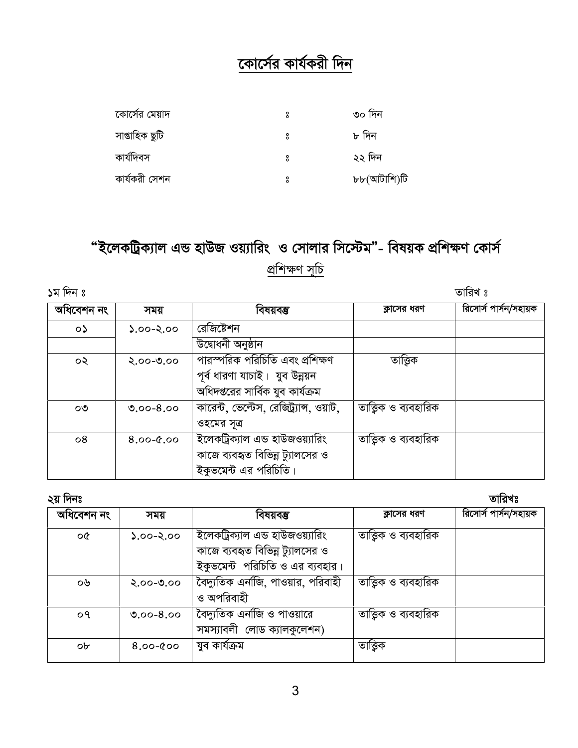## কোর্সের কার্যকরী দিন

| | | |
|---|---|---|
| কোর্সের মেয়াদ | ঃ | ৩০ দিন |
| সাপ্তাহিক ছুটি | ঃ | ৮ দিন |
| কার্যদিবস | ঃ | ২২ দিন |
| কার্যকরী সেশন | ঃ | ৮৮(আটাশি)টি |

## "ইলেকট্রিক্যাল এন্ড হাউজ ওয়্যারিং ও সোলার সিস্টেম"- বিষয়ক প্রশিক্ষণ কোর্স

প্রশিক্ষণ সূচি

১ম দিন ঃ তারিখ ঃ

| অধিবেশন নং | সময় | বিষয়বস্তু | ক্লাসের ধরণ | রিসোর্স পার্সন/সহায়ক |
|---|---|---|---|---|
| ০১ | ১.০০-২.০০ | রেজিষ্টেশন | | |
| | | উদ্বোধনী অনুষ্ঠান | | |
| ০২ | ২.০০-৩.০০ | পারস্পরিক পরিচিতি এবং প্রশিক্ষণ পূর্ব ধারণা যাচাই। যুব উন্নয়ন অধিদপ্তরের সার্বিক যুব কার্যক্রম | তাত্বিক | |
| ০৩ | ৩.০০-৪.০০ | কারেন্ট, ভেল্টেস, রেজিট্র্যান্স, ওয়াট, ওহমের সূত্র | তাত্বিক ও ব্যবহারিক | |
| ০৪ | ৪.০০-৫.০০ | ইলেকট্রিক্যাল এন্ড হাউজওয়্যারিং কাজে ব্যবহৃত বিভিন্ন ট্যালসের ও ইকুভমেন্ট এর পরিচিতি। | তাত্বিক ও ব্যবহারিক | |

**২য় দিনঃ** **তারিখঃ**

| অধিবেশন নং | সময় | বিষয়বস্তু | ক্লাসের ধরণ | রিসোর্স পার্সন/সহায়ক |
|---|---|---|---|---|
| ০৫ | ১.০০-২.০০ | ইলেকট্রিক্যাল এন্ড হাউজওয়্যারিং কাজে ব্যবহৃত বিভিন্ন ট্যালসের ও ইকুভমেন্ট পরিচিতি ও এর ব্যবহার। | তাত্বিক ও ব্যবহারিক | |
| ০৬ | ২.০০-৩.০০ | বৈদ্যুতিক এনার্জি, পাওয়ার, পরিবাহী ও অপরিবাহী | তাত্বিক ও ব্যবহারিক | |
| ০৭ | ৩.০০-৪.০০ | বৈদ্যুতিক এনার্জি ও পাওয়ারে সমস্যাবলী লোড ক্যালকুলেশন) | তাত্বিক ও ব্যবহারিক | |
| ০৮ | ৪.০০-৫০০ | যুব কার্যক্রম | তাত্বিক | |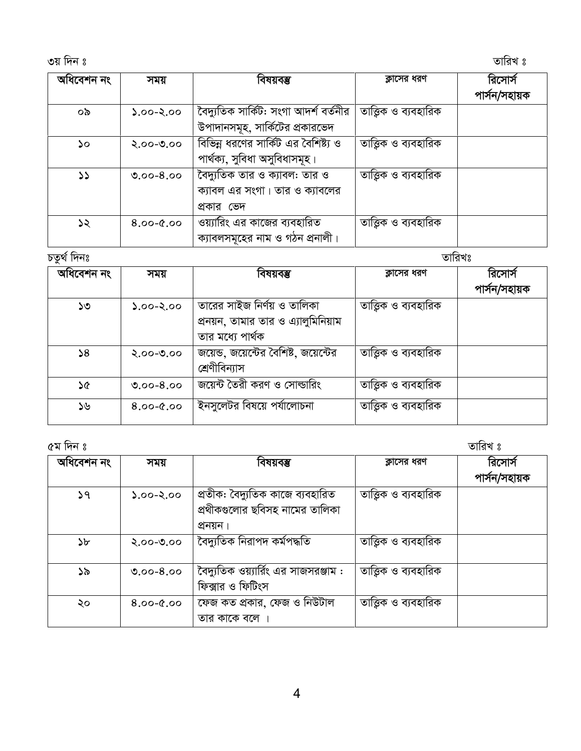৩য় দিন ঃ তারিখ ঃ

| অধিবেশন নং | সময় | বিষয়বস্তু | ক্লাসের ধরণ | রিসোর্স পার্সন/সহায়ক |
|---|---|---|---|---|
| ০৯ | ১.০০-২.০০ | বৈদ্যুতিক সার্কিট: সংগা আদর্শ বর্তনীর উপাদানসমূহ, সার্কিটের প্রকারভেদ | তাত্ত্বিক ও ব্যবহারিক | |
| ১০ | ২.০০-৩.০০ | বিভিন্ন ধরণের সার্কিট এর বৈশিষ্ট্য ও পার্থক্য, সুবিধা অসুবিধাসমূহ। | তাত্ত্বিক ও ব্যবহারিক | |
| ১১ | ৩.০০-৪.০০ | বৈদ্যুতিক তার ও ক্যাবল: তার ও ক্যাবল এর সংগা। তার ও ক্যাবলের প্রকার ভেদ | তাত্ত্বিক ও ব্যবহারিক | |
| ১২ | ৪.০০-৫.০০ | ওয়্যারিং এর কাজের ব্যবহারিত ক্যাবলসমূহের নাম ও গঠন প্রনালী। | তাত্ত্বিক ও ব্যবহারিক | |

চতুর্থ দিনঃ তারিখঃ

| অধিবেশন নং | সময় | বিষয়বস্তু | ক্লাসের ধরণ | রিসোর্স পার্সন/সহায়ক |
|---|---|---|---|---|
| ১৩ | ১.০০-২.০০ | তারের সাইজ নির্ণয় ও তালিকা প্রনয়ন, তামার তার ও এ্যালুমিনিয়াম তার মধ্যে পার্থক | তাত্ত্বিক ও ব্যবহারিক | |
| ১৪ | ২.০০-৩.০০ | জয়েন্ড, জয়েন্টের বৈশিষ্ট, জয়েন্টের শ্রেণীবিন্যাস | তাত্ত্বিক ও ব্যবহারিক | |
| ১৫ | ৩.০০-৪.০০ | জয়েন্ট তৈরী করণ ও সোল্ডারিং | তাত্ত্বিক ও ব্যবহারিক | |
| ১৬ | ৪.০০-৫.০০ | ইনসুলেটর বিষয়ে পর্যালোচনা | তাত্ত্বিক ও ব্যবহারিক | |

৫ম দিন ঃ তারিখ ঃ

| অধিবেশন নং | সময় | বিষয়বস্তু | ক্লাসের ধরণ | রিসোর্স পার্সন/সহায়ক |
|---|---|---|---|---|
| ১৭ | ১.০০-২.০০ | প্রতীক: বৈদ্যুতিক কাজে ব্যবহারিত প্রথীকগুলোর ছবিসহ নামের তালিকা প্রনয়ন। | তাত্ত্বিক ও ব্যবহারিক | |
| ১৮ | ২.০০-৩.০০ | বৈদ্যুতিক নিরাপদ কর্মপদ্ধতি | তাত্ত্বিক ও ব্যবহারিক | |
| ১৯ | ৩.০০-৪.০০ | বৈদ্যুতিক ওয়্যার্রিং এর সাজসরঞ্জাম : ফিক্সার ও ফিটিংস | তাত্ত্বিক ও ব্যবহারিক | |
| ২০ | ৪.০০-৫.০০ | ফেজ কত প্রকার, ফেজ ও নিউটাল তার কাকে বলে । | তাত্ত্বিক ও ব্যবহারিক | |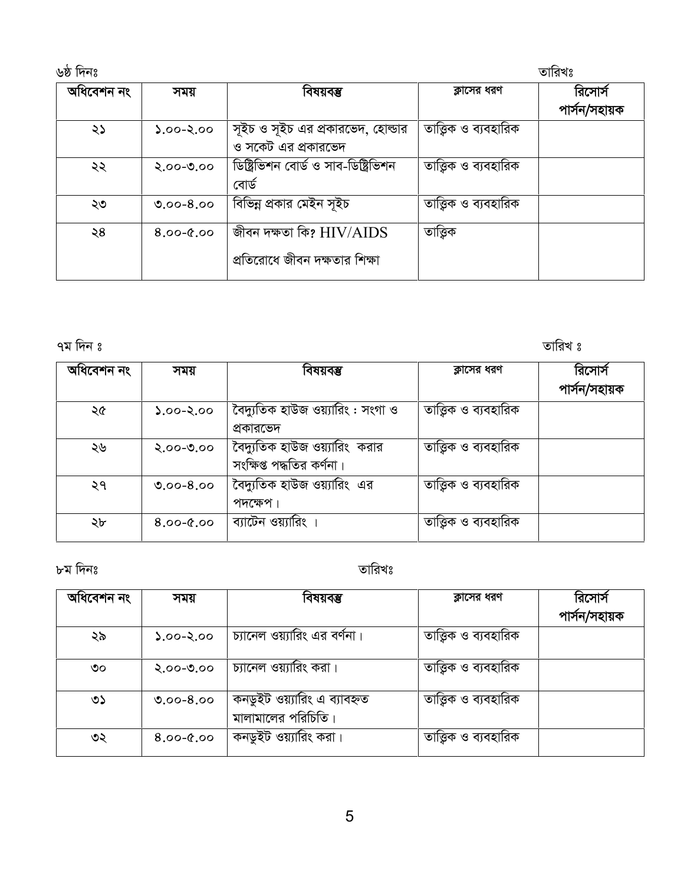৬ষ্ঠ দিনঃ তারিখঃ

| অধিবেশন নং | সময় | বিষয়বস্তু | ক্লাসের ধরণ | রিসোর্স পার্সন/সহায়ক |
|---|---|---|---|---|
| ২১ | ১.০০-২.০০ | সূইচ ও সূইচ এর প্রকারভেদ, হোল্ডার ও সকেট এর প্রকারভেদ | তাত্ত্বিক ও ব্যবহারিক | |
| ২২ | ২.০০-৩.০০ | ডিষ্ট্রিভিশন বোর্ড ও সাব-ডিষ্ট্রিভিশন বোর্ড | তাত্ত্বিক ও ব্যবহারিক | |
| ২৩ | ৩.০০-৪.০০ | বিভিন্ন প্রকার মেইন সূইচ | তাত্ত্বিক ও ব্যবহারিক | |
| ২৪ | ৪.০০-৫.০০ | জীবন দক্ষতা কি? HIV/AIDS প্রতিরোধে জীবন দক্ষতার শিক্ষা | তাত্ত্বিক | |

৭ম দিন ঃ তারিখ ঃ

| অধিবেশন নং | সময় | বিষয়বস্তু | ক্লাসের ধরণ | রিসোর্স পার্সন/সহায়ক |
|---|---|---|---|---|
| ২৫ | ১.০০-২.০০ | বৈদ্যুতিক হাউজ ওয়্যারিং : সংগা ও প্রকারভেদ | তাত্ত্বিক ও ব্যবহারিক | |
| ২৬ | ২.০০-৩.০০ | বৈদ্যুতিক হাউজ ওয়্যারিং করার সংক্ষিপ্ত পদ্ধতির কর্ণনা। | তাত্ত্বিক ও ব্যবহারিক | |
| ২৭ | ৩.০০-৪.০০ | বৈদ্যুতিক হাউজ ওয়্যারিং এর পদক্ষেপ। | তাত্ত্বিক ও ব্যবহারিক | |
| ২৮ | ৪.০০-৫.০০ | ব্যাটেন ওয়্যারিং । | তাত্ত্বিক ও ব্যবহারিক | |

৮ম দিনঃ তারিখঃ

| অধিবেশন নং | সময় | বিষয়বস্তু | ক্লাসের ধরণ | রিসোর্স পার্সন/সহায়ক |
|---|---|---|---|---|
| ২৯ | ১.০০-২.০০ | চ্যানেল ওয়্যারিং এর বর্ণনা। | তাত্ত্বিক ও ব্যবহারিক | |
| ৩০ | ২.০০-৩.০০ | চ্যানেল ওয়্যারিং করা। | তাত্ত্বিক ও ব্যবহারিক | |
| ৩১ | ৩.০০-৪.০০ | কনডুইট ওয়্যারিং এ ব্যাবহৃত মালামালের পরিচিতি। | তাত্ত্বিক ও ব্যবহারিক | |
| ৩২ | ৪.০০-৫.০০ | কনডুইট ওয়্যারিং করা। | তাত্ত্বিক ও ব্যবহারিক | |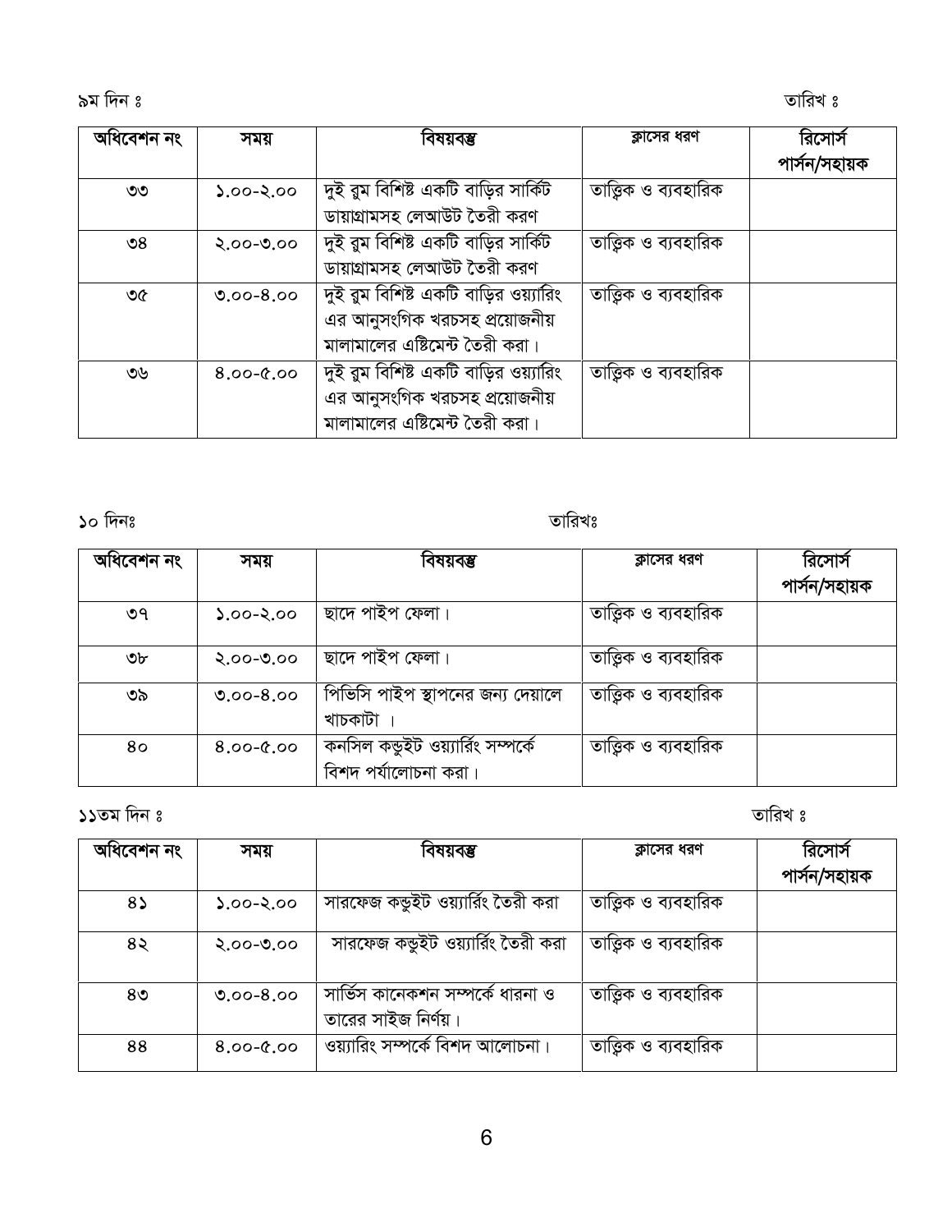৯ম দিন ঃ

তারিখ ঃ

| অধিবেশন নং | সময় | বিষয়বস্তু | ক্লাসের ধরণ | রিসোর্স পার্সন/সহায়ক |
|---|---|---|---|---|
| ৩৩ | ১.০০-২.০০ | দুই রুম বিশিষ্ট একটি বাড়ির সার্কিট ডায়াগ্রামসহ লেআউট তৈরী করণ | তাত্ত্বিক ও ব্যবহারিক | |
| ৩৪ | ২.০০-৩.০০ | দুই রুম বিশিষ্ট একটি বাড়ির সার্কিট ডায়াগ্রামসহ লেআউট তৈরী করণ | তাত্ত্বিক ও ব্যবহারিক | |
| ৩৫ | ৩.০০-৪.০০ | দুই রুম বিশিষ্ট একটি বাড়ির ওয়্যারিং এর আনুসংগিক খরচসহ প্রয়োজনীয় মালামালের এষ্টিমেন্ট তৈরী করা। | তাত্ত্বিক ও ব্যবহারিক | |
| ৩৬ | ৪.০০-৫.০০ | দুই রুম বিশিষ্ট একটি বাড়ির ওয়্যারিং এর আনুসংগিক খরচসহ প্রয়োজনীয় মালামালের এষ্টিমেন্ট তৈরী করা। | তাত্ত্বিক ও ব্যবহারিক | |

১০ দিনঃ

তারিখঃ

| অধিবেশন নং | সময় | বিষয়বস্তু | ক্লাসের ধরণ | রিসোর্স পার্সন/সহায়ক |
|---|---|---|---|---|
| ৩৭ | ১.০০-২.০০ | ছাদে পাইপ ফেলা। | তাত্ত্বিক ও ব্যবহারিক | |
| ৩৮ | ২.০০-৩.০০ | ছাদে পাইপ ফেলা। | তাত্ত্বিক ও ব্যবহারিক | |
| ৩৯ | ৩.০০-৪.০০ | পিভিসি পাইপ স্থাপনের জন্য দেয়ালে খাচকাটা । | তাত্ত্বিক ও ব্যবহারিক | |
| ৪০ | ৪.০০-৫.০০ | কনসিল কন্ডুইট ওয়্যার্রিং সম্পর্কে বিশদ পর্যালোচনা করা। | তাত্ত্বিক ও ব্যবহারিক | |

১১তম দিন ঃ

তারিখ ঃ

| অধিবেশন নং | সময় | বিষয়বস্তু | ক্লাসের ধরণ | রিসোর্স পার্সন/সহায়ক |
|---|---|---|---|---|
| ৪১ | ১.০০-২.০০ | সারফেজ কন্ডুইট ওয়্যার্রিং তৈরী করা | তাত্ত্বিক ও ব্যবহারিক | |
| ৪২ | ২.০০-৩.০০ | সারফেজ কন্ডুইট ওয়্যার্রিং তৈরী করা | তাত্ত্বিক ও ব্যবহারিক | |
| ৪৩ | ৩.০০-৪.০০ | সার্ভিস কানেকশন সম্পর্কে ধারনা ও তারের সাইজ নির্ণয়। | তাত্ত্বিক ও ব্যবহারিক | |
| ৪৪ | ৪.০০-৫.০০ | ওয়্যারিং সম্পর্কে বিশদ আলোচনা। | তাত্ত্বিক ও ব্যবহারিক | |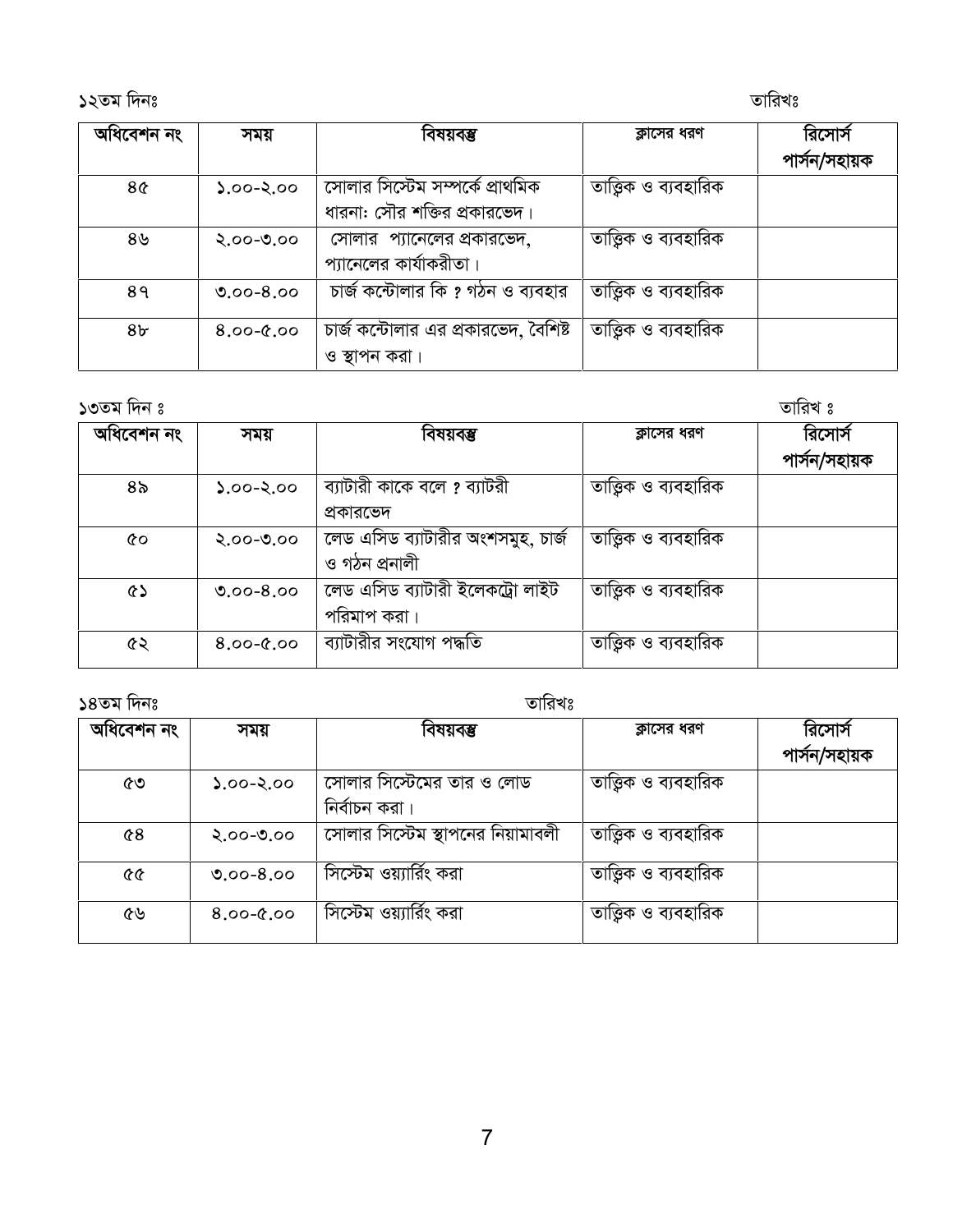১২তম দিনঃ তারিখঃ

| অধিবেশন নং | সময় | বিষয়বস্তু | ক্লাসের ধরণ | রিসোর্স পার্সন/সহায়ক |
|---|---|---|---|---|
| ৪৫ | ১.০০-২.০০ | সোলার সিস্টেম সম্পর্কে প্রাথমিক ধারনা: সৌর শক্তির প্রকারভেদ। | তাত্ত্বিক ও ব্যবহারিক | |
| ৪৬ | ২.০০-৩.০০ | সোলার প্যানেলের প্রকারভেদ, প্যানেলের কার্যাকরীতা। | তাত্ত্বিক ও ব্যবহারিক | |
| ৪৭ | ৩.০০-৪.০০ | চার্জ কন্টোলার কি ? গঠন ও ব্যবহার | তাত্ত্বিক ও ব্যবহারিক | |
| ৪৮ | ৪.০০-৫.০০ | চার্জ কন্টোলার এর প্রকারভেদ, বৈশিষ্ট ও স্থাপন করা। | তাত্ত্বিক ও ব্যবহারিক | |

১৩তম দিন ঃ তারিখ ঃ

| অধিবেশন নং | সময় | বিষয়বস্তু | ক্লাসের ধরণ | রিসোর্স পার্সন/সহায়ক |
|---|---|---|---|---|
| ৪৯ | ১.০০-২.০০ | ব্যাটারী কাকে বলে ? ব্যাটরী প্রকারভেদ | তাত্ত্বিক ও ব্যবহারিক | |
| ৫০ | ২.০০-৩.০০ | লেড এসিড ব্যাটারীর অংশসমুহ, চার্জ ও গঠন প্রনালী | তাত্ত্বিক ও ব্যবহারিক | |
| ৫১ | ৩.০০-৪.০০ | লেড এসিড ব্যাটারী ইলেকট্রো লাইট পরিমাপ করা। | তাত্ত্বিক ও ব্যবহারিক | |
| ৫২ | ৪.০০-৫.০০ | ব্যাটারীর সংযোগ পদ্ধতি | তাত্ত্বিক ও ব্যবহারিক | |

১৪তম দিনঃ তারিখঃ

| অধিবেশন নং | সময় | বিষয়বস্তু | ক্লাসের ধরণ | রিসোর্স পার্সন/সহায়ক |
|---|---|---|---|---|
| ৫৩ | ১.০০-২.০০ | সোলার সিস্টেমের তার ও লোড নির্বাচন করা। | তাত্ত্বিক ও ব্যবহারিক | |
| ৫৪ | ২.০০-৩.০০ | সোলার সিস্টেম স্থাপনের নিয়ামাবলী | তাত্ত্বিক ও ব্যবহারিক | |
| ৫৫ | ৩.০০-৪.০০ | সিস্টেম ওয়্যারিং করা | তাত্ত্বিক ও ব্যবহারিক | |
| ৫৬ | ৪.০০-৫.০০ | সিস্টেম ওয়্যারিং করা | তাত্ত্বিক ও ব্যবহারিক | |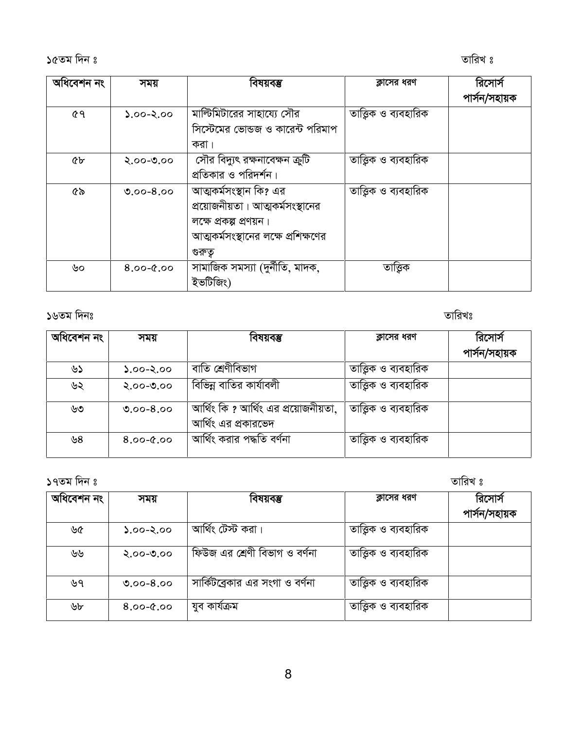১৫তম দিন ঃ তারিখ ঃ

| অধিবেশন নং | সময় | বিষয়বস্তু | ক্লাসের ধরণ | রিসোর্স পার্সন/সহায়ক |
|---|---|---|---|---|
| ৫৭ | ১.০০-২.০০ | মাল্টিমিটারের সাহায্যে সৌর সিস্টেমের ভোল্ডজ ও কারেন্ট পরিমাপ করা। | তাত্ত্বিক ও ব্যবহারিক | |
| ৫৮ | ২.০০-৩.০০ | সৌর বিদ্যুৎ রক্ষনাবেক্ষন ত্রুটি প্রতিকার ও পরিদর্শন। | তাত্ত্বিক ও ব্যবহারিক | |
| ৫৯ | ৩.০০-৪.০০ | আত্মকর্মসংস্থান কি? এর প্রয়োজনীয়তা। আত্মকর্মসংস্থানের লক্ষে প্রকল্প প্রণয়ন। আত্মকর্মসংস্থানের লক্ষে প্রশিক্ষণের গুরুত্ব | তাত্ত্বিক ও ব্যবহারিক | |
| ৬০ | ৪.০০-৫.০০ | সামাজিক সমস্যা (দুর্নীতি, মাদক, ইভটিজিং) | তাত্ত্বিক | |

১৬তম দিনঃ তারিখঃ

| অধিবেশন নং | সময় | বিষয়বস্তু | ক্লাসের ধরণ | রিসোর্স পার্সন/সহায়ক |
|---|---|---|---|---|
| ৬১ | ১.০০-২.০০ | বাতি শ্রেণীবিভাগ | তাত্ত্বিক ও ব্যবহারিক | |
| ৬২ | ২.০০-৩.০০ | বিভিন্ন বাতির কার্যাবলী | তাত্ত্বিক ও ব্যবহারিক | |
| ৬৩ | ৩.০০-৪.০০ | আর্থিং কি ? আর্থিং এর প্রয়োজনীয়তা, আর্থিং এর প্রকারভেদ | তাত্ত্বিক ও ব্যবহারিক | |
| ৬৪ | ৪.০০-৫.০০ | আর্থিং করার পদ্ধতি বর্ণনা | তাত্ত্বিক ও ব্যবহারিক | |

১৭তম দিন ঃ তারিখ ঃ

| অধিবেশন নং | সময় | বিষয়বস্তু | ক্লাসের ধরণ | রিসোর্স পার্সন/সহায়ক |
|---|---|---|---|---|
| ৬৫ | ১.০০-২.০০ | আর্থিং টেস্ট করা। | তাত্ত্বিক ও ব্যবহারিক | |
| ৬৬ | ২.০০-৩.০০ | ফিউজ এর শ্রেণী বিভাগ ও বর্ণনা | তাত্ত্বিক ও ব্যবহারিক | |
| ৬৭ | ৩.০০-৪.০০ | সার্কিটব্রেকার এর সংগা ও বর্ণনা | তাত্ত্বিক ও ব্যবহারিক | |
| ৬৮ | ৪.০০-৫.০০ | যুব কার্যক্রম | তাত্ত্বিক ও ব্যবহারিক | |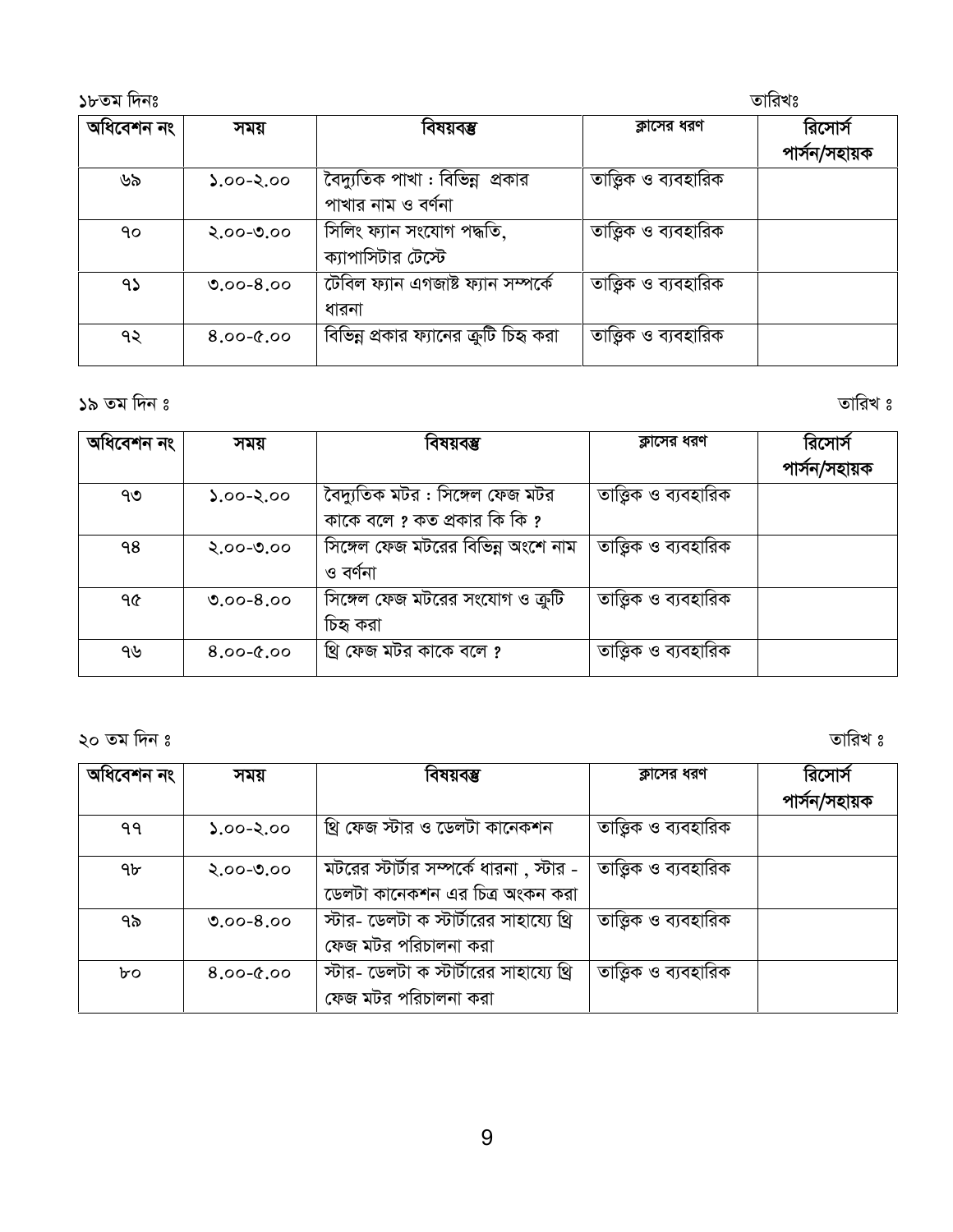১৮তম দিনঃ　　　　　　　　　　　　　　　　　　　　　　　　　　　　　　　　　　　　তারিখঃ

| অধিবেশন নং | সময় | বিষয়বস্তু | ক্লাসের ধরণ | রিসোর্স পার্সন/সহায়ক |
|---|---|---|---|---|
| ৬৯ | ১.০০-২.০০ | বৈদ্যুতিক পাখা : বিভিন্ন প্রকার পাখার নাম ও বর্ণনা | তাত্ত্বিক ও ব্যবহারিক | |
| ৭০ | ২.০০-৩.০০ | সিলিং ফ্যান সংযোগ পদ্ধতি, ক্যাপাসিটার টেস্টে | তাত্ত্বিক ও ব্যবহারিক | |
| ৭১ | ৩.০০-৪.০০ | টেবিল ফ্যান এগজাষ্ট ফ্যান সম্পর্কে ধারনা | তাত্ত্বিক ও ব্যবহারিক | |
| ৭২ | ৪.০০-৫.০০ | বিভিন্ন প্রকার ফ্যানের ত্রুটি চিহ্ন করা | তাত্ত্বিক ও ব্যবহারিক | |

১৯ তম দিন ঃ　　　　　　　　　　　　　　　　　　　　　　　　　　　　　　　　　　　　তারিখ ঃ

| অধিবেশন নং | সময় | বিষয়বস্তু | ক্লাসের ধরণ | রিসোর্স পার্সন/সহায়ক |
|---|---|---|---|---|
| ৭৩ | ১.০০-২.০০ | বৈদ্যুতিক মটর : সিঙ্গেল ফেজ মটর কাকে বলে ? কত প্রকার কি কি ? | তাত্ত্বিক ও ব্যবহারিক | |
| ৭৪ | ২.০০-৩.০০ | সিঙ্গেল ফেজ মটরের বিভিন্ন অংশে নাম ও বর্ণনা | তাত্ত্বিক ও ব্যবহারিক | |
| ৭৫ | ৩.০০-৪.০০ | সিঙ্গেল ফেজ মটরের সংযোগ ও ত্রুটি চিহ্ন করা | তাত্ত্বিক ও ব্যবহারিক | |
| ৭৬ | ৪.০০-৫.০০ | থ্রি ফেজ মটর কাকে বলে ? | তাত্ত্বিক ও ব্যবহারিক | |

২০ তম দিন ঃ　　　　　　　　　　　　　　　　　　　　　　　　　　　　　　　　　　　　তারিখ ঃ

| অধিবেশন নং | সময় | বিষয়বস্তু | ক্লাসের ধরণ | রিসোর্স পার্সন/সহায়ক |
|---|---|---|---|---|
| ৭৭ | ১.০০-২.০০ | থ্রি ফেজ স্টার ও ডেলটা কানেকশন | তাত্ত্বিক ও ব্যবহারিক | |
| ৭৮ | ২.০০-৩.০০ | মটরের স্টার্টার সম্পর্কে ধারনা , স্টার - ডেলটা কানেকশন এর চিত্র অংকন করা | তাত্ত্বিক ও ব্যবহারিক | |
| ৭৯ | ৩.০০-৪.০০ | স্টার- ডেলটা ক স্টার্টারের সাহায্যে থ্রি ফেজ মটর পরিচালনা করা | তাত্ত্বিক ও ব্যবহারিক | |
| ৮০ | ৪.০০-৫.০০ | স্টার- ডেলটা ক স্টার্টারের সাহায্যে থ্রি ফেজ মটর পরিচালনা করা | তাত্ত্বিক ও ব্যবহারিক | |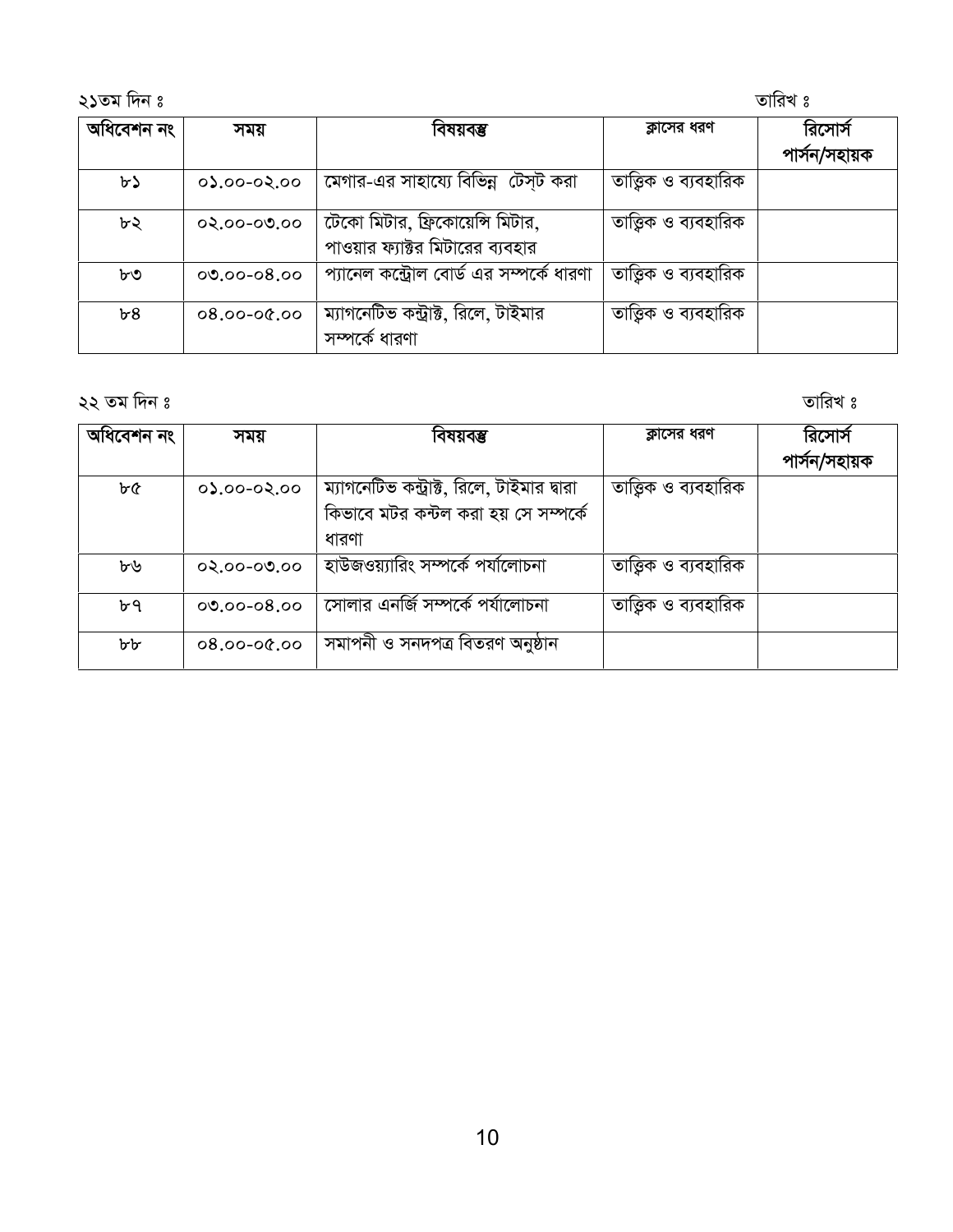২১তম দিন ঃ তারিখ ঃ

| অধিবেশন নং | সময় | বিষয়বস্তু | ক্লাসের ধরণ | রিসোর্স পার্সন/সহায়ক |
|---|---|---|---|---|
| ৮১ | ০১.০০-০২.০০ | মেগার-এর সাহায্যে বিভিন্ন টেস্ট করা | তাত্ত্বিক ও ব্যবহারিক | |
| ৮২ | ০২.০০-০৩.০০ | টেকো মিটার, ফ্রিকোয়েন্সি মিটার, পাওয়ার ফ্যাক্টর মিটারের ব্যবহার | তাত্ত্বিক ও ব্যবহারিক | |
| ৮৩ | ০৩.০০-০৪.০০ | প্যানেল কন্ট্রোল বোর্ড এর সম্পর্কে ধারণা | তাত্ত্বিক ও ব্যবহারিক | |
| ৮৪ | ০৪.০০-০৫.০০ | ম্যাগনেটিভ কন্ট্রাক্ট, রিলে, টাইমার সম্পর্কে ধারণা | তাত্ত্বিক ও ব্যবহারিক | |

২২ তম দিন ঃ তারিখ ঃ

| অধিবেশন নং | সময় | বিষয়বস্তু | ক্লাসের ধরণ | রিসোর্স পার্সন/সহায়ক |
|---|---|---|---|---|
| ৮৫ | ০১.০০-০২.০০ | ম্যাগনেটিভ কন্ট্রাক্ট, রিলে, টাইমার দ্বারা কিভাবে মটর কন্টল করা হয় সে সম্পর্কে ধারণা | তাত্ত্বিক ও ব্যবহারিক | |
| ৮৬ | ০২.০০-০৩.০০ | হাউজওয়্যারিং সম্পর্কে পর্যালোচনা | তাত্ত্বিক ও ব্যবহারিক | |
| ৮৭ | ০৩.০০-০৪.০০ | সোলার এনর্জি সম্পর্কে পর্যালোচনা | তাত্ত্বিক ও ব্যবহারিক | |
| ৮৮ | ০৪.০০-০৫.০০ | সমাপনী ও সনদপত্র বিতরণ অনুষ্ঠান | | |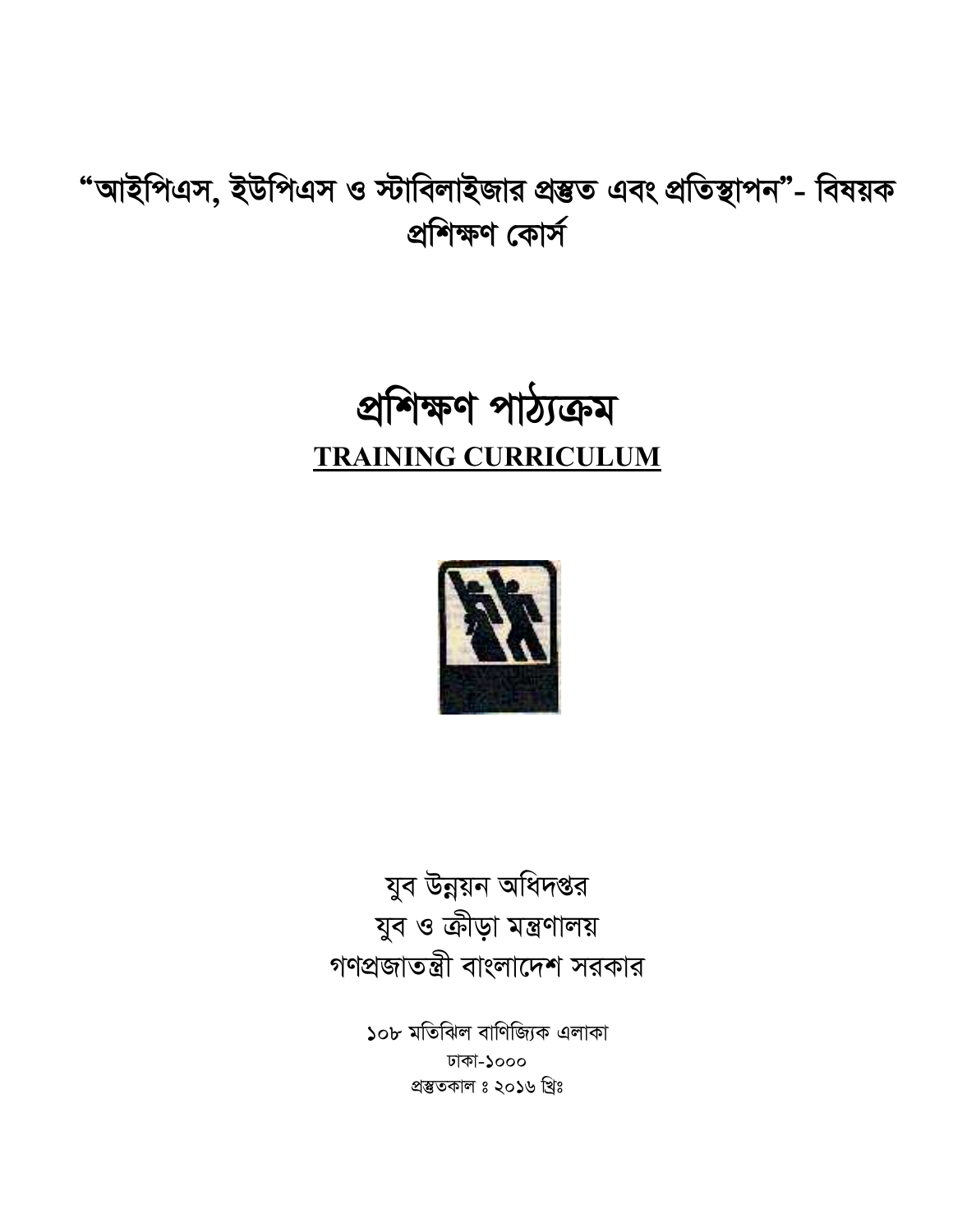# "আইপিএস, ইউপিএস ও স্টাবিলাইজার প্রস্তুত এবং প্রতিস্থাপন"- বিষয়ক প্রশিক্ষণ কোর্স

# প্রশিক্ষণ পাঠ্যক্রম

## TRAINING CURRICULUM

যুব উন্নয়ন অধিদপ্তর
যুব ও ক্রীড়া মন্ত্রণালয়
গণপ্রজাতন্ত্রী বাংলাদেশ সরকার

১০৮ মতিঝিল বাণিজ্যিক এলাকা
ঢাকা-১০০০
প্রস্তুতকাল ঃ ২০১৬ খ্রিঃ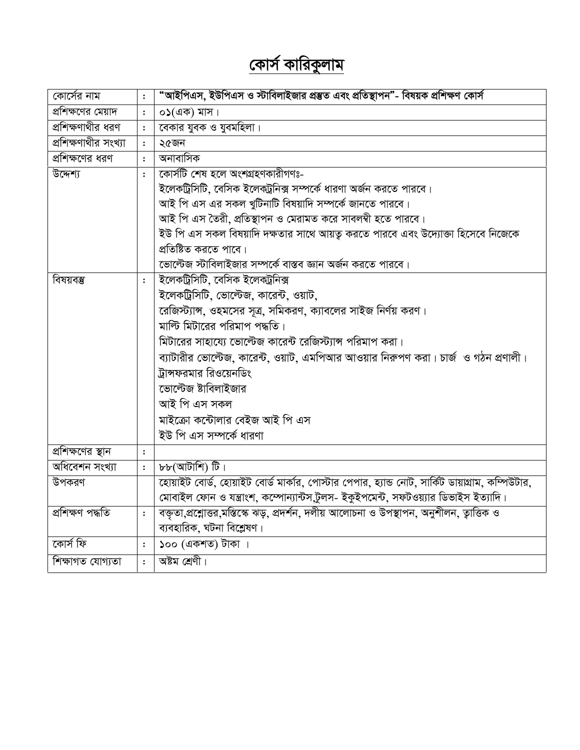# কোর্স কারিকুলাম

| | | |
|---|---|---|
| কোর্সের নাম | : | **"আইপিএস, ইউপিএস ও স্টাবিলাইজার প্রস্তুত এবং প্রতিস্থাপন"- বিষয়ক প্রশিক্ষণ কোর্স** |
| প্রশিক্ষণের মেয়াদ | : | ০১(এক) মাস। |
| প্রশিক্ষণার্থীর ধরণ | : | বেকার যুবক ও যুবমহিলা। |
| প্রশিক্ষণার্থীর সংখ্যা | : | ২৫জন |
| প্রশিক্ষণের ধরণ | : | অনাবাসিক |
| উদ্দেশ্য | : | কোর্সটি শেষ হলে অংশগ্রহণকারীগণঃ-<br>ইলেকট্রিসিটি, বেসিক ইলেক্ট্রনিক্স সম্পর্কে ধারণা অর্জন করতে পারবে।<br>আই পি এস এর সকল খুটিনাটি বিষয়াদি সম্পর্কে জানতে পারবে।<br>আই পি এস তৈরী, প্রতিস্থাপন ও মেরামত করে সাবলম্বী হতে পারবে।<br>ইউ পি এস সকল বিষয়াদি দক্ষতার সাথে আয়ত্ব করতে পারবে এবং উদ্যোক্তা হিসেবে নিজেকে প্রতিষ্টিত করতে পারে।<br>ভোল্টেজ স্টাবিলাইজার সম্পর্কে বাস্তব জ্ঞান অর্জন করতে পারবে। |
| বিষয়বস্তু | : | ইলেকট্রিসিটি, বেসিক ইলেক্ট্রনিক্স<br>ইলেকট্রিসিটি, ভোল্টেজ, কারেন্ট, ওয়াট,<br>রেজিস্ট্যান্স, ওহমসের সূত্র, সমিকরণ, ক্যাবলের সাইজ নির্ণয় করণ।<br>মাল্টি মিটারের পরিমাপ পদ্ধতি।<br>মিটারের সাহায্যে ভোল্টেজ কারেন্ট রেজিস্ট্যান্স পরিমাপ করা।<br>ব্যাটারীর ভোল্টেজ, কারেন্ট, ওয়াট, এমপিআর আওয়ার নিরুপণ করা। চার্জ ও গঠন প্রণালী।<br>ট্রান্সফরমার রিওয়েনডিং<br>ভোল্টেজ ষ্টাবিলাইজার<br>আই পি এস সকল<br>মাইক্রো কন্টোলার বেইজ আই পি এস<br>ইউ পি এস সম্পর্কে ধারণা |
| প্রশিক্ষণের স্থান | : | |
| অধিবেশন সংখ্যা | : | ৮৮(আটাশি) টি। |
| উপকরণ | | হোয়াইট বোর্ড, হোয়াইট বোর্ড মার্কার, পোস্টার পেপার, হ্যান্ড নোট, সার্কিট ডায়াগ্রাম, কম্পিউটার, মোবাইল ফোন ও যন্ত্রাংশ, কম্পোন্যান্টস,টুলস- ইকুইপমেন্ট, সফটওয়্যার ডিভাইস ইত্যাদি। |
| প্রশিক্ষণ পদ্ধতি | : | বক্তৃতা,প্রশ্নোত্তর,মস্তিস্কে ঝড়, প্রদর্শন, দলীয় আলোচনা ও উপস্থাপন, অনুশীলন, তাত্ত্বিক ও ব্যবহারিক, ঘটনা বিশ্লেষণ। |
| কোর্স ফি | : | ১০০ (একশত) টাকা । |
| শিক্ষাগত যোগ্যতা | : | অষ্টম শ্রেণী। |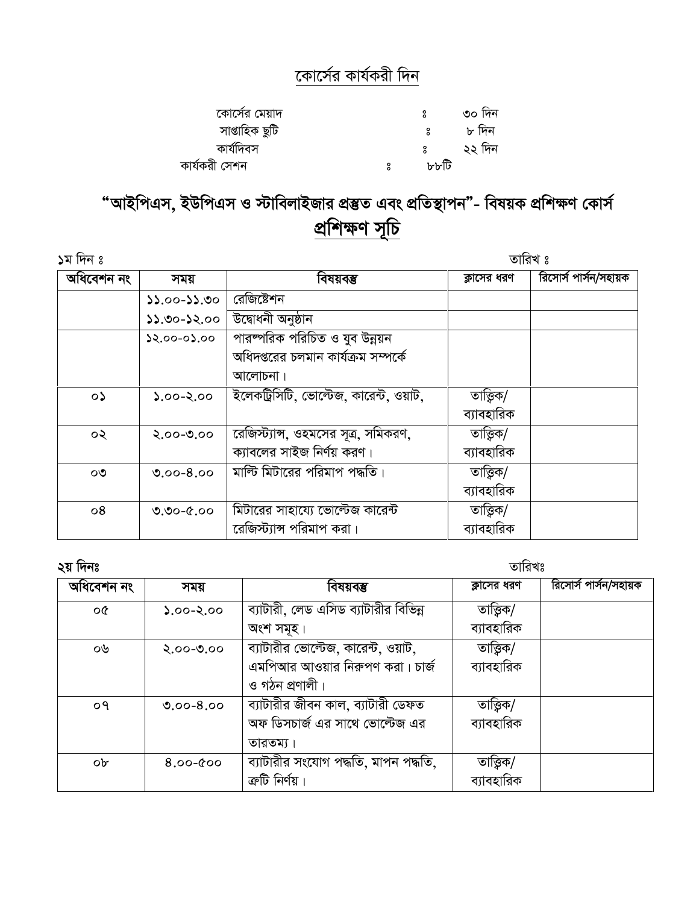## কোর্সের কার্যকরী দিন

| | | |
|---|---|---|
| কোর্সের মেয়াদ | ঃ | ৩০ দিন |
| সাপ্তাহিক ছুটি | ঃ | ৮ দিন |
| কার্যদিবস | ঃ | ২২ দিন |
| কার্যকরী সেশন | ঃ | ৮৮টি |

# "আইপিএস, ইউপিএস ও স্টাবিলাইজার প্রস্তুত এবং প্রতিস্থাপন"- বিষয়ক প্রশিক্ষণ কোর্স

## প্রশিক্ষণ সূচি

**১ম দিন ঃ** তারিখ ঃ

| অধিবেশন নং | সময় | বিষয়বস্তু | ক্লাসের ধরণ | রিসোর্স পার্সন/সহায়ক |
|---|---|---|---|---|
| | ১১.০০-১১.৩০ | রেজিষ্টেশন | | |
| | ১১.৩০-১২.০০ | উদ্বোধনী অনুষ্ঠান | | |
| | ১২.০০-০১.০০ | পারস্পরিক পরিচিত ও যুব উন্নয়ন অধিদপ্তরের চলমান কার্যক্রম সম্পর্কে আলোচনা। | | |
| ০১ | ১.০০-২.০০ | ইলেকট্রিসিটি, ভোল্টেজ, কারেন্ট, ওয়াট, | তাত্তিক/ ব্যাবহারিক | |
| ০২ | ২.০০-৩.০০ | রেজিস্ট্যান্স, ওহমসের সূত্র, সমিকরণ, ক্যাবলের সাইজ নির্ণয় করণ। | তাত্তিক/ ব্যাবহারিক | |
| ০৩ | ৩.০০-৪.০০ | মাল্টি মিটারের পরিমাপ পদ্ধতি। | তাত্তিক/ ব্যাবহারিক | |
| ০৪ | ৩.৩০-৫.০০ | মিটারের সাহায্যে ভোল্টেজ কারেন্ট রেজিস্ট্যান্স পরিমাপ করা। | তাত্তিক/ ব্যাবহারিক | |

**২য় দিনঃ** তারিখঃ

| অধিবেশন নং | সময় | বিষয়বস্তু | ক্লাসের ধরণ | রিসোর্স পার্সন/সহায়ক |
|---|---|---|---|---|
| ০৫ | ১.০০-২.০০ | ব্যাটারী, লেড এসিড ব্যাটারীর বিভিন্ন অংশ সমূহ। | তাত্তিক/ ব্যাবহারিক | |
| ০৬ | ২.০০-৩.০০ | ব্যাটারীর ভোল্টেজ, কারেন্ট, ওয়াট, এমপিআর আওয়ার নিরুপণ করা। চার্জ ও গঠন প্রণালী। | তাত্তিক/ ব্যাবহারিক | |
| ০৭ | ৩.০০-৪.০০ | ব্যাটারীর জীবন কাল, ব্যাটারী ডেফত অফ ডিসচার্জ এর সাথে ভোল্টেজ এর তারতম্য। | তাত্তিক/ ব্যাবহারিক | |
| ০৮ | ৪.০০-৫০০ | ব্যাটারীর সংযোগ পদ্ধতি, মাপন পদ্ধতি, ত্রুটি নির্ণয়। | তাত্তিক/ ব্যাবহারিক | |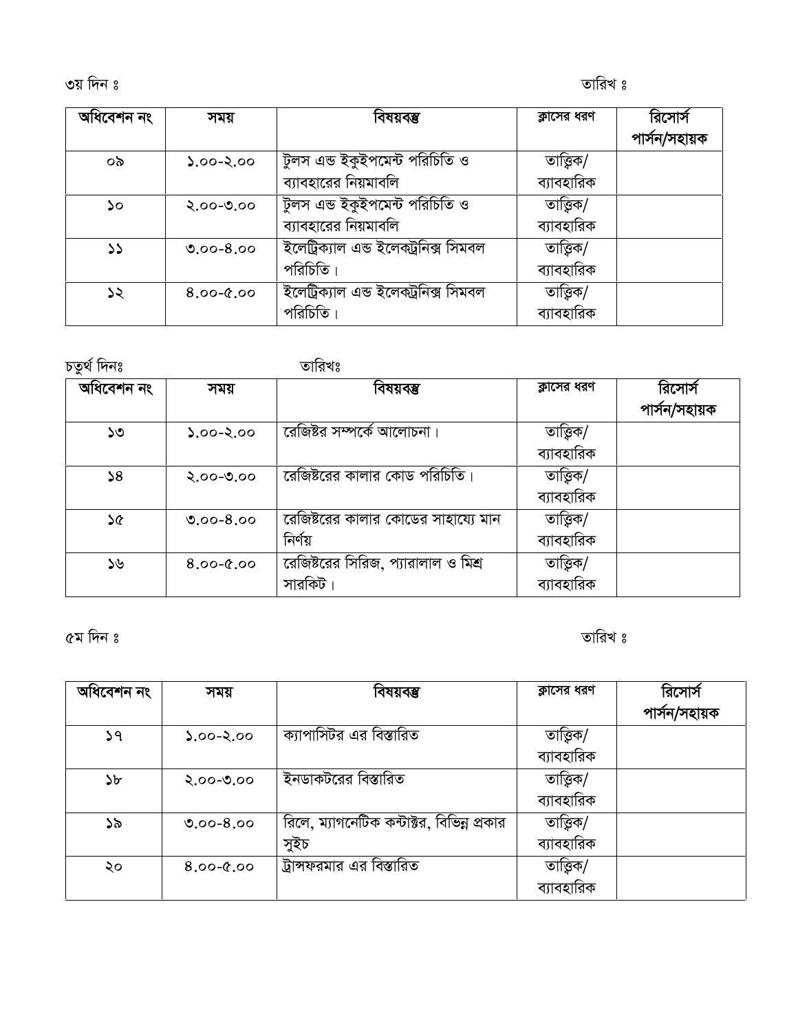৩য় দিন ঃ তারিখ ঃ

| অধিবেশন নং | সময় | বিষয়বস্তু | ক্লাসের ধরণ | রিসোর্স পার্সন/সহায়ক |
|---|---|---|---|---|
| ০৯ | ১.০০-২.০০ | টুলস এন্ড ইকুইপমেন্ট পরিচিতি ও ব্যাবহারের নিয়মাবলি | তাত্ত্বিক/ ব্যাবহারিক | |
| ১০ | ২.০০-৩.০০ | টুলস এন্ড ইকুইপমেন্ট পরিচিতি ও ব্যাবহারের নিয়মাবলি | তাত্ত্বিক/ ব্যাবহারিক | |
| ১১ | ৩.০০-৪.০০ | ইলেট্রিক্যাল এন্ড ইলেকট্রনিক্স সিমবল পরিচিতি। | তাত্ত্বিক/ ব্যাবহারিক | |
| ১২ | ৪.০০-৫.০০ | ইলেট্রিক্যাল এন্ড ইলেকট্রনিক্স সিমবল পরিচিতি। | তাত্ত্বিক/ ব্যাবহারিক | |

চতুর্থ দিনঃ তারিখঃ

| অধিবেশন নং | সময় | বিষয়বস্তু | ক্লাসের ধরণ | রিসোর্স পার্সন/সহায়ক |
|---|---|---|---|---|
| ১৩ | ১.০০-২.০০ | রেজিষ্টর সম্পর্কে আলোচনা। | তাত্ত্বিক/ ব্যাবহারিক | |
| ১৪ | ২.০০-৩.০০ | রেজিষ্টরের কালার কোড পরিচিতি। | তাত্ত্বিক/ ব্যাবহারিক | |
| ১৫ | ৩.০০-৪.০০ | রেজিষ্টরের কালার কোডের সাহায্যে মান নির্ণয় | তাত্ত্বিক/ ব্যাবহারিক | |
| ১৬ | ৪.০০-৫.০০ | রেজিষ্টরের সিরিজ, প্যারালাল ও মিশ্র সারকিট। | তাত্ত্বিক/ ব্যাবহারিক | |

৫ম দিন ঃ তারিখ ঃ

| অধিবেশন নং | সময় | বিষয়বস্তু | ক্লাসের ধরণ | রিসোর্স পার্সন/সহায়ক |
|---|---|---|---|---|
| ১৭ | ১.০০-২.০০ | ক্যাপাসিটর এর বিস্তারিত | তাত্ত্বিক/ ব্যাবহারিক | |
| ১৮ | ২.০০-৩.০০ | ইনডাকটরের বিস্তারিত | তাত্ত্বিক/ ব্যাবহারিক | |
| ১৯ | ৩.০০-৪.০০ | রিলে, ম্যাগনেটিক কন্টাক্টর, বিভিন্ন প্রকার সুইচ | তাত্ত্বিক/ ব্যাবহারিক | |
| ২০ | ৪.০০-৫.০০ | ট্রান্সফরমার এর বিস্তারিত | তাত্ত্বিক/ ব্যাবহারিক | |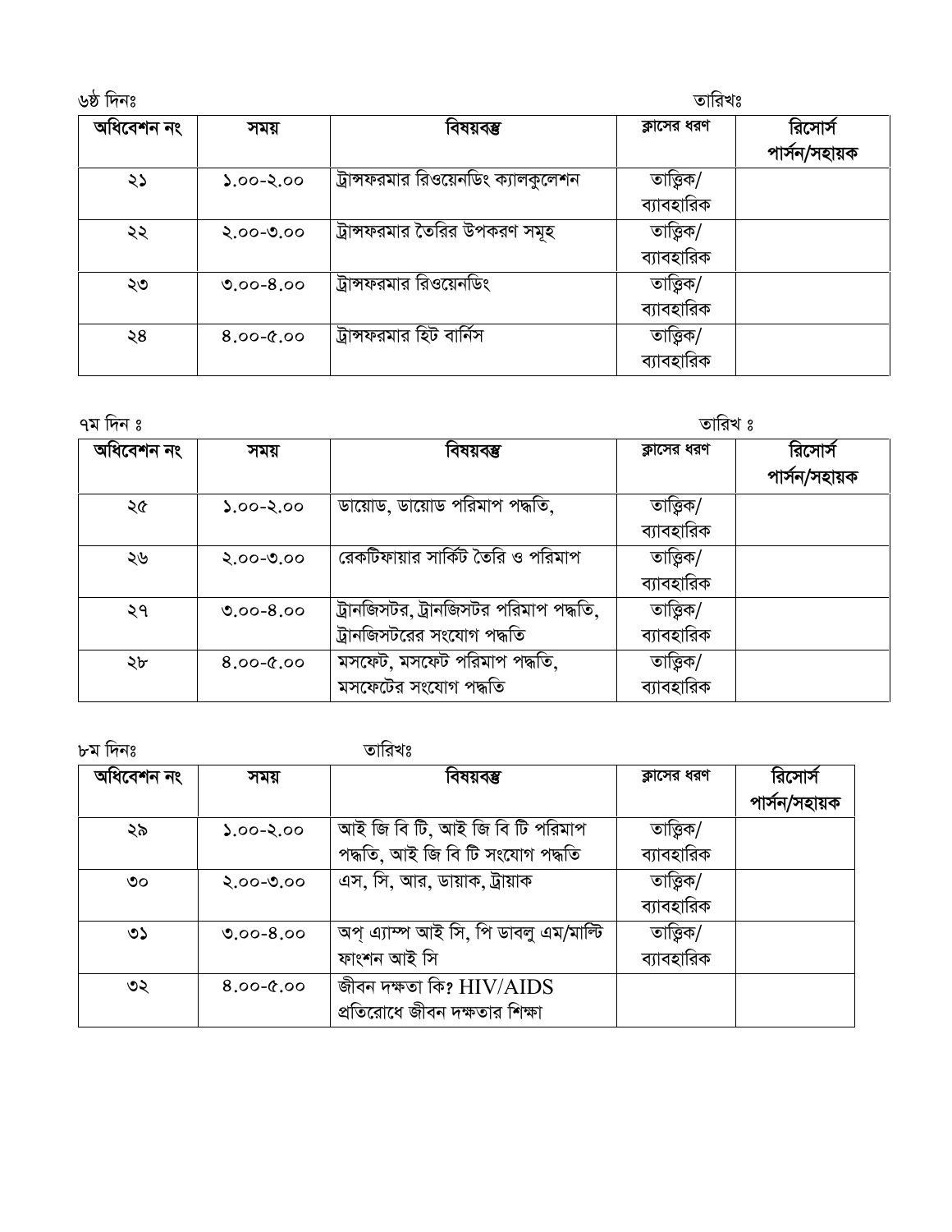৬ষ্ঠ দিনঃ তারিখঃ

| অধিবেশন নং | সময় | বিষয়বস্তু | ক্লাসের ধরণ | রিসোর্স পার্সন/সহায়ক |
|---|---|---|---|---|
| ২১ | ১.০০-২.০০ | ট্রান্সফরমার রিওয়েনডিং ক্যালকুলেশন | তাত্ত্বিক/ ব্যাবহারিক | |
| ২২ | ২.০০-৩.০০ | ট্রান্সফরমার তৈরির উপকরণ সমূহ | তাত্ত্বিক/ ব্যাবহারিক | |
| ২৩ | ৩.০০-৪.০০ | ট্রান্সফরমার রিওয়েনডিং | তাত্ত্বিক/ ব্যাবহারিক | |
| ২৪ | ৪.০০-৫.০০ | ট্রান্সফরমার হিট বার্নিস | তাত্ত্বিক/ ব্যাবহারিক | |

৭ম দিন ঃ তারিখ ঃ

| অধিবেশন নং | সময় | বিষয়বস্তু | ক্লাসের ধরণ | রিসোর্স পার্সন/সহায়ক |
|---|---|---|---|---|
| ২৫ | ১.০০-২.০০ | ডায়োড, ডায়োড পরিমাপ পদ্ধতি, | তাত্ত্বিক/ ব্যাবহারিক | |
| ২৬ | ২.০০-৩.০০ | রেকটিফায়ার সার্কিট তৈরি ও পরিমাপ | তাত্ত্বিক/ ব্যাবহারিক | |
| ২৭ | ৩.০০-৪.০০ | ট্রানজিসটর, ট্রানজিসটর পরিমাপ পদ্ধতি, ট্রানজিসটরের সংযোগ পদ্ধতি | তাত্ত্বিক/ ব্যাবহারিক | |
| ২৮ | ৪.০০-৫.০০ | মসফেট, মসফেট পরিমাপ পদ্ধতি, মসফেটের সংযোগ পদ্ধতি | তাত্ত্বিক/ ব্যাবহারিক | |

৮ম দিনঃ তারিখঃ

| অধিবেশন নং | সময় | বিষয়বস্তু | ক্লাসের ধরণ | রিসোর্স পার্সন/সহায়ক |
|---|---|---|---|---|
| ২৯ | ১.০০-২.০০ | আই জি বি টি, আই জি বি টি পরিমাপ পদ্ধতি, আই জি বি টি সংযোগ পদ্ধতি | তাত্ত্বিক/ ব্যাবহারিক | |
| ৩০ | ২.০০-৩.০০ | এস, সি, আর, ডায়াক, ট্রায়াক | তাত্ত্বিক/ ব্যাবহারিক | |
| ৩১ | ৩.০০-৪.০০ | অপ্ এ্যাম্প আই সি, পি ডাবলু এম/মাল্টি ফাংশন আই সি | তাত্ত্বিক/ ব্যাবহারিক | |
| ৩২ | ৪.০০-৫.০০ | জীবন দক্ষতা কি? HIV/AIDS প্রতিরোধে জীবন দক্ষতার শিক্ষা | | |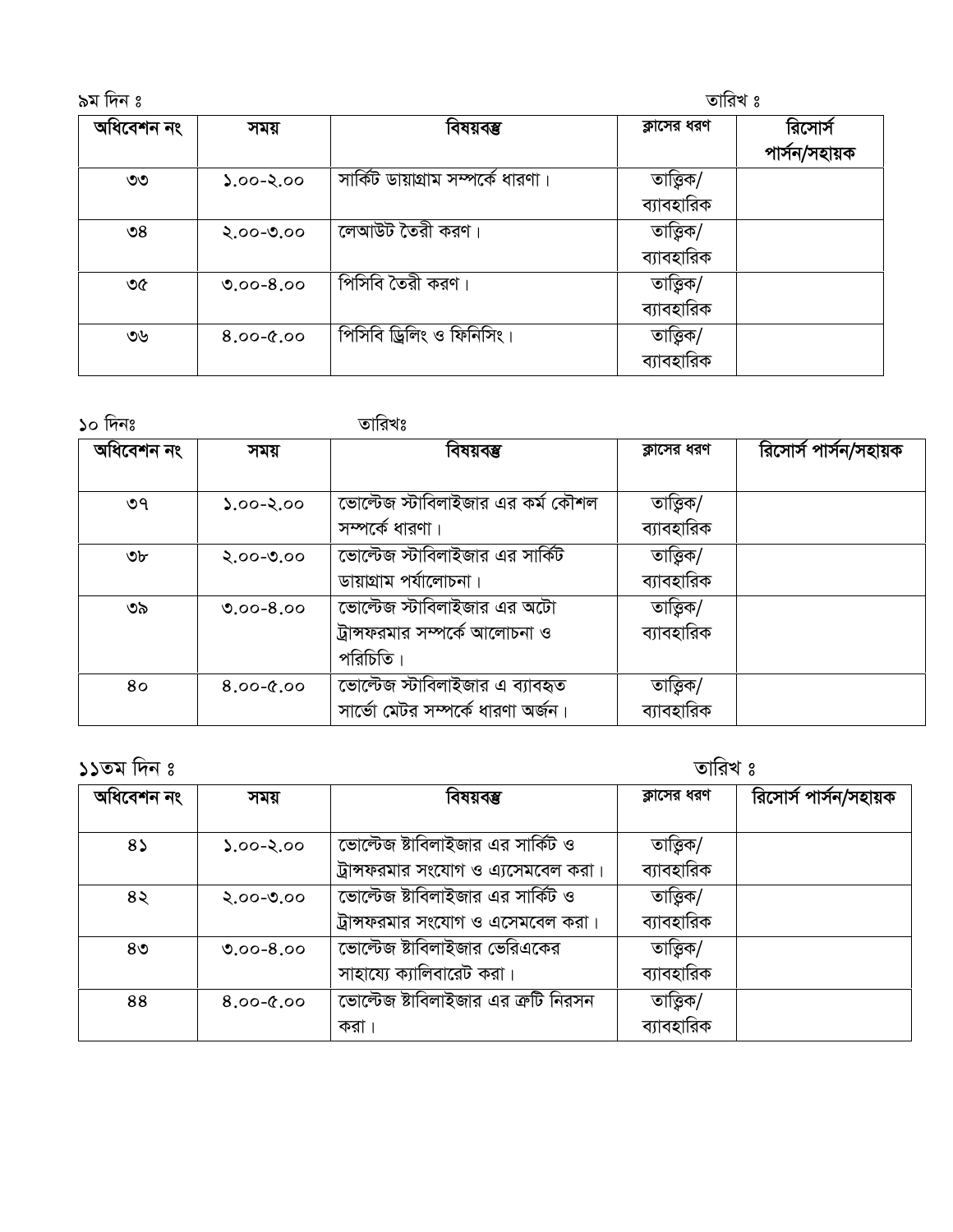৯ম দিন ঃ তারিখ ঃ

| অধিবেশন নং | সময় | বিষয়বস্তু | ক্লাসের ধরণ | রিসোর্স পার্সন/সহায়ক |
|---|---|---|---|---|
| ৩৩ | ১.০০-২.০০ | সার্কিট ডায়াগ্রাম সম্পর্কে ধারণা। | তাত্ত্বিক/ ব্যাবহারিক | |
| ৩৪ | ২.০০-৩.০০ | লেআউট তৈরী করণ। | তাত্ত্বিক/ ব্যাবহারিক | |
| ৩৫ | ৩.০০-৪.০০ | পিসিবি তৈরী করণ। | তাত্ত্বিক/ ব্যাবহারিক | |
| ৩৬ | ৪.০০-৫.০০ | পিসিবি ড্রিলিং ও ফিনিসিং। | তাত্ত্বিক/ ব্যাবহারিক | |

১০ দিনঃ তারিখঃ

| অধিবেশন নং | সময় | বিষয়বস্তু | ক্লাসের ধরণ | রিসোর্স পার্সন/সহায়ক |
|---|---|---|---|---|
| ৩৭ | ১.০০-২.০০ | ভোল্টেজ স্টাবিলাইজার এর কর্ম কৌশল সম্পর্কে ধারণা। | তাত্ত্বিক/ ব্যাবহারিক | |
| ৩৮ | ২.০০-৩.০০ | ভোল্টেজ স্টাবিলাইজার এর সার্কিট ডায়াগ্রাম পর্যালোচনা। | তাত্ত্বিক/ ব্যাবহারিক | |
| ৩৯ | ৩.০০-৪.০০ | ভোল্টেজ স্টাবিলাইজার এর অটো ট্রান্সফরমার সম্পর্কে আলোচনা ও পরিচিতি। | তাত্ত্বিক/ ব্যাবহারিক | |
| ৪০ | ৪.০০-৫.০০ | ভোল্টেজ স্টাবিলাইজার এ ব্যবহৃত সার্ভো মেটর সম্পর্কে ধারণা অর্জন। | তাত্ত্বিক/ ব্যাবহারিক | |

১১তম দিন ঃ তারিখ ঃ

| অধিবেশন নং | সময় | বিষয়বস্তু | ক্লাসের ধরণ | রিসোর্স পার্সন/সহায়ক |
|---|---|---|---|---|
| ৪১ | ১.০০-২.০০ | ভোল্টেজ ষ্টাবিলাইজার এর সার্কিট ও ট্রান্সফরমার সংযোগ ও এ্যাসেমবেল করা। | তাত্ত্বিক/ ব্যাবহারিক | |
| ৪২ | ২.০০-৩.০০ | ভোল্টেজ ষ্টাবিলাইজার এর সার্কিট ও ট্রান্সফরমার সংযোগ ও এসেমবেল করা। | তাত্ত্বিক/ ব্যাবহারিক | |
| ৪৩ | ৩.০০-৪.০০ | ভোল্টেজ ষ্টাবিলাইজার ভেরিএকের সাহায্যে ক্যালিবারেট করা। | তাত্ত্বিক/ ব্যাবহারিক | |
| ৪৪ | ৪.০০-৫.০০ | ভোল্টেজ ষ্টাবিলাইজার এর ত্রুটি নিরসন করা। | তাত্ত্বিক/ ব্যাবহারিক | |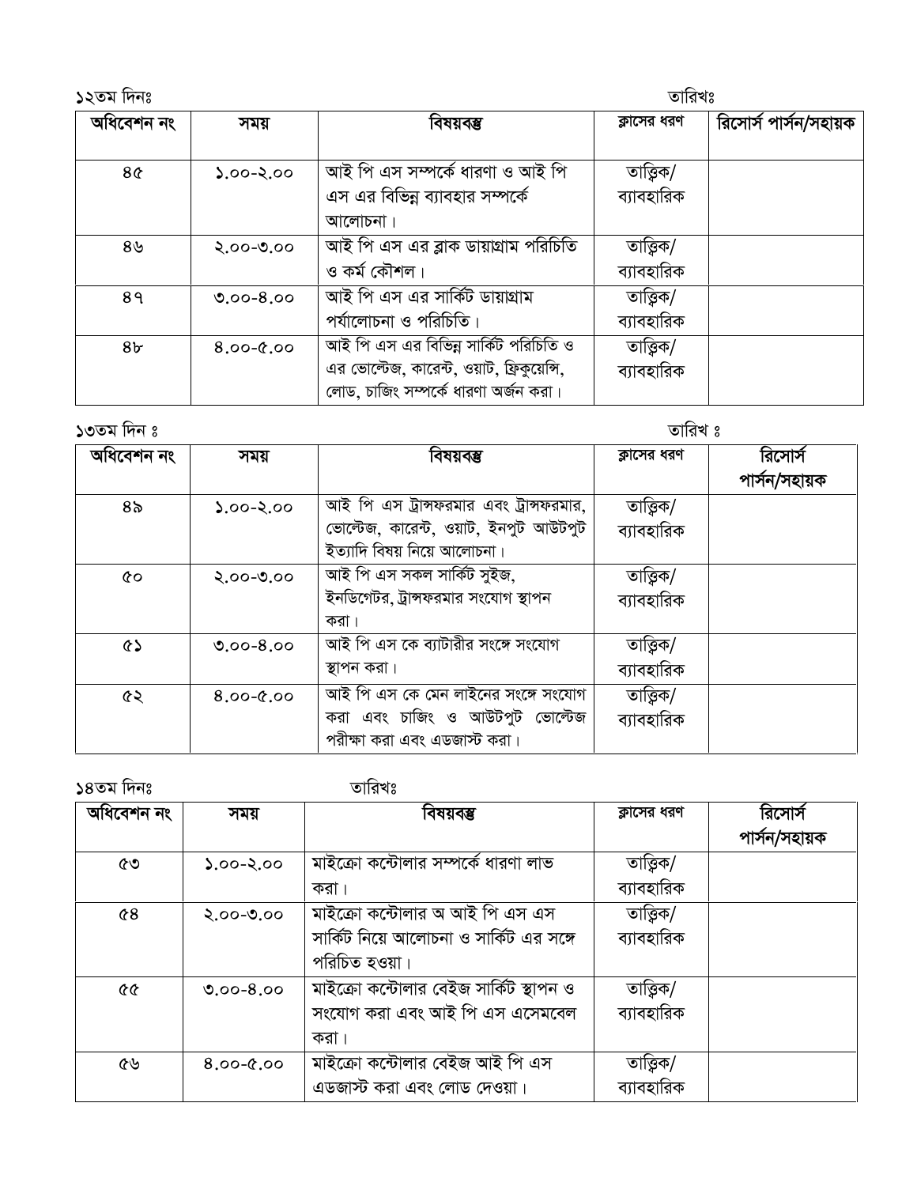১২তম দিনঃ তারিখঃ

| অধিবেশন নং | সময় | বিষয়বস্তু | ক্লাসের ধরণ | রিসোর্স পার্সন/সহায়ক |
|---|---|---|---|---|
| ৪৫ | ১.০০-২.০০ | আই পি এস সম্পর্কে ধারণা ও আই পি এস এর বিভিন্ন ব্যাবহার সম্পর্কে আলোচনা। | তাত্ত্বিক/ ব্যাবহারিক | |
| ৪৬ | ২.০০-৩.০০ | আই পি এস এর ব্লাক ডায়াগ্রাম পরিচিতি ও কর্ম কৌশল। | তাত্ত্বিক/ ব্যাবহারিক | |
| ৪৭ | ৩.০০-৪.০০ | আই পি এস এর সার্কিট ডায়াগ্রাম পর্যালোচনা ও পরিচিতি। | তাত্ত্বিক/ ব্যাবহারিক | |
| ৪৮ | ৪.০০-৫.০০ | আই পি এস এর বিভিন্ন সার্কিট পরিচিতি ও এর ভোল্টেজ, কারেন্ট, ওয়াট, ফ্রিকুয়েন্সি, লোড, চাজিং সম্পর্কে ধারণা অর্জন করা। | তাত্ত্বিক/ ব্যাবহারিক | |

১৩তম দিন ঃ তারিখ ঃ

| অধিবেশন নং | সময় | বিষয়বস্তু | ক্লাসের ধরণ | রিসোর্স পার্সন/সহায়ক |
|---|---|---|---|---|
| ৪৯ | ১.০০-২.০০ | আই পি এস ট্রান্সফরমার এবং ট্রান্সফরমার, ভোল্টেজ, কারেন্ট, ওয়াট, ইনপুট আউটপুট ইত্যাদি বিষয় নিয়ে আলোচনা। | তাত্ত্বিক/ ব্যাবহারিক | |
| ৫০ | ২.০০-৩.০০ | আই পি এস সকল সার্কিট সুইজ, ইনডিগেটর, ট্রান্সফরমার সংযোগ স্থাপন করা। | তাত্ত্বিক/ ব্যাবহারিক | |
| ৫১ | ৩.০০-৪.০০ | আই পি এস কে ব্যাটারীর সংঙ্গে সংযোগ স্থাপন করা। | তাত্ত্বিক/ ব্যাবহারিক | |
| ৫২ | ৪.০০-৫.০০ | আই পি এস কে মেন লাইনের সংঙ্গে সংযোগ করা এবং চাজিং ও আউটপুট ভোল্টেজ পরীক্ষা করা এবং এডজাস্ট করা। | তাত্ত্বিক/ ব্যাবহারিক | |

১৪তম দিনঃ তারিখঃ

| অধিবেশন নং | সময় | বিষয়বস্তু | ক্লাসের ধরণ | রিসোর্স পার্সন/সহায়ক |
|---|---|---|---|---|
| ৫৩ | ১.০০-২.০০ | মাইক্রো কন্টোলার সম্পর্কে ধারণা লাভ করা। | তাত্ত্বিক/ ব্যাবহারিক | |
| ৫৪ | ২.০০-৩.০০ | মাইক্রো কন্টোলার অ আই পি এস এস সার্কিট নিয়ে আলোচনা ও সার্কিট এর সঙ্গে পরিচিত হওয়া। | তাত্ত্বিক/ ব্যাবহারিক | |
| ৫৫ | ৩.০০-৪.০০ | মাইক্রো কন্টোলার বেইজ সার্কিট স্থাপন ও সংযোগ করা এবং আই পি এস এসেমবেল করা। | তাত্ত্বিক/ ব্যাবহারিক | |
| ৫৬ | ৪.০০-৫.০০ | মাইক্রো কন্টোলার বেইজ আই পি এস এডজাস্ট করা এবং লোড দেওয়া। | তাত্ত্বিক/ ব্যাবহারিক | |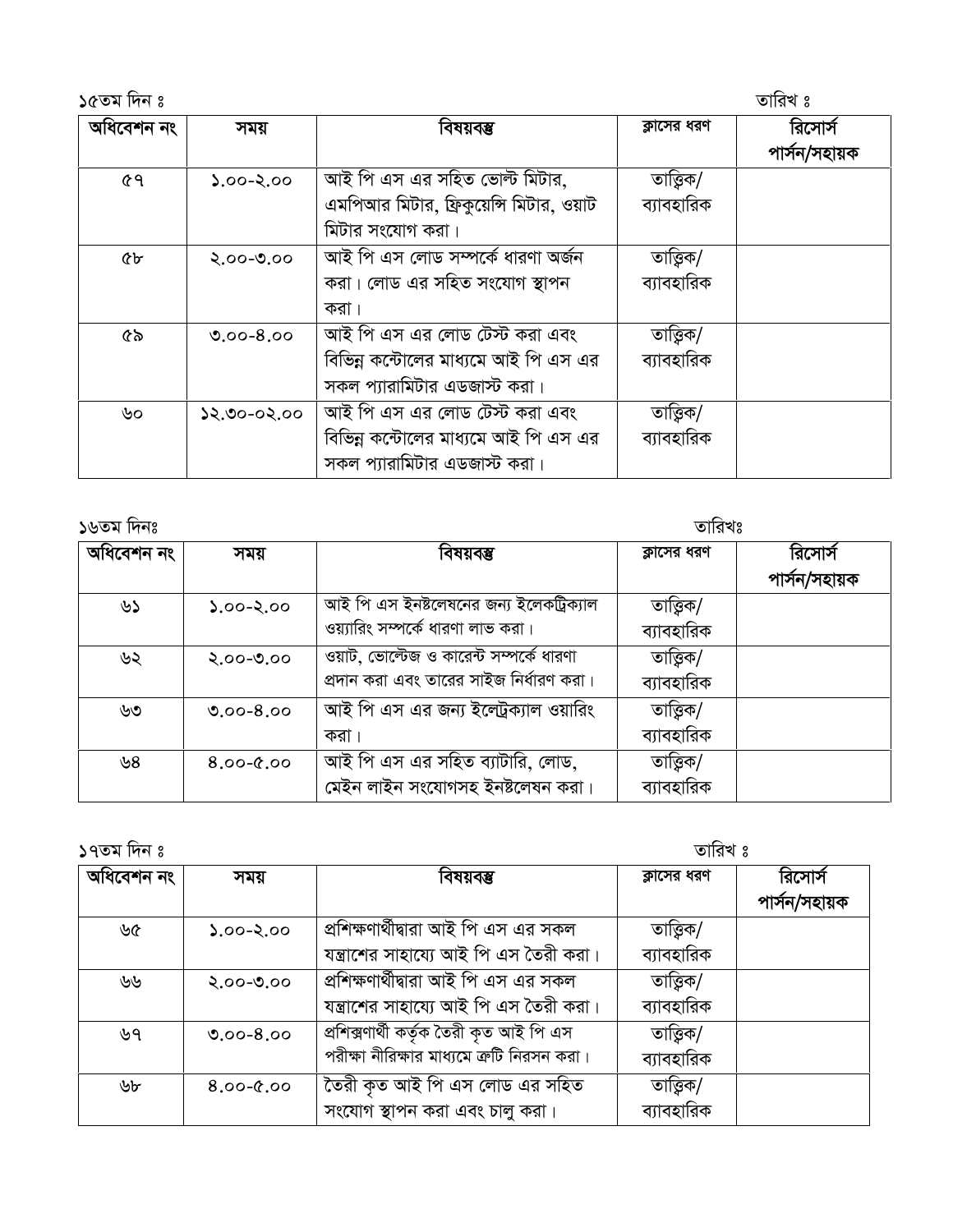১৫তম দিন ঃ　　　　　　　　　　　　　　　　　　　　　　　　　　　　　　　　　　　　তারিখ ঃ

| অধিবেশন নং | সময় | বিষয়বস্তু | ক্লাসের ধরণ | রিসোর্স পার্সন/সহায়ক |
|---|---|---|---|---|
| ৫৭ | ১.০০-২.০০ | আই পি এস এর সহিত ভোল্ট মিটার, এমপিআর মিটার, ফ্রিকুয়েন্সি মিটার, ওয়াট মিটার সংযোগ করা। | তাত্ত্বিক/ ব্যাবহারিক | |
| ৫৮ | ২.০০-৩.০০ | আই পি এস লোড সম্পর্কে ধারণা অর্জন করা। লোড এর সহিত সংযোগ স্থাপন করা। | তাত্ত্বিক/ ব্যাবহারিক | |
| ৫৯ | ৩.০০-৪.০০ | আই পি এস এর লোড টেস্ট করা এবং বিভিন্ন কন্টোলের মাধ্যমে আই পি এস এর সকল প্যারামিটার এডজাস্ট করা। | তাত্ত্বিক/ ব্যাবহারিক | |
| ৬০ | ১২.৩০-০২.০০ | আই পি এস এর লোড টেস্ট করা এবং বিভিন্ন কন্টোলের মাধ্যমে আই পি এস এর সকল প্যারামিটার এডজাস্ট করা। | তাত্ত্বিক/ ব্যাবহারিক | |

১৬তম দিনঃ　　　　　　　　　　　　　　　　　　　　　　　　　　　　　　　　　　　　তারিখঃ

| অধিবেশন নং | সময় | বিষয়বস্তু | ক্লাসের ধরণ | রিসোর্স পার্সন/সহায়ক |
|---|---|---|---|---|
| ৬১ | ১.০০-২.০০ | আই পি এস ইনষ্টলেষনের জন্য ইলেকট্রিক্যাল ওয়্যারিং সম্পর্কে ধারণা লাভ করা। | তাত্ত্বিক/ ব্যাবহারিক | |
| ৬২ | ২.০০-৩.০০ | ওয়াট, ভোল্টেজ ও কারেন্ট সম্পর্কে ধারণা প্রদান করা এবং তারের সাইজ নির্ধারণ করা। | তাত্ত্বিক/ ব্যাবহারিক | |
| ৬৩ | ৩.০০-৪.০০ | আই পি এস এর জন্য ইলেট্রক্যাল ওয়ারিং করা। | তাত্ত্বিক/ ব্যাবহারিক | |
| ৬৪ | ৪.০০-৫.০০ | আই পি এস এর সহিত ব্যাটারি, লোড, মেইন লাইন সংযোগসহ ইনষ্টলেষন করা। | তাত্ত্বিক/ ব্যাবহারিক | |

১৭তম দিন ঃ　　　　　　　　　　　　　　　　　　　　　　　　　　　　　　　　　　　　তারিখ ঃ

| অধিবেশন নং | সময় | বিষয়বস্তু | ক্লাসের ধরণ | রিসোর্স পার্সন/সহায়ক |
|---|---|---|---|---|
| ৬৫ | ১.০০-২.০০ | প্রশিক্ষণার্থীদ্বারা আই পি এস এর সকল যন্ত্রাশের সাহায্যে আই পি এস তৈরী করা। | তাত্ত্বিক/ ব্যাবহারিক | |
| ৬৬ | ২.০০-৩.০০ | প্রশিক্ষণার্থীদ্বারা আই পি এস এর সকল যন্ত্রাশের সাহায্যে আই পি এস তৈরী করা। | তাত্ত্বিক/ ব্যাবহারিক | |
| ৬৭ | ৩.০০-৪.০০ | প্রশিক্ষণার্থী কর্তৃক তৈরী কৃত আই পি এস পরীক্ষা নীরিক্ষার মাধ্যমে ত্রুটি নিরসন করা। | তাত্ত্বিক/ ব্যাবহারিক | |
| ৬৮ | ৪.০০-৫.০০ | তৈরী কৃত আই পি এস লোড এর সহিত সংযোগ স্থাপন করা এবং চালু করা। | তাত্ত্বিক/ ব্যাবহারিক | |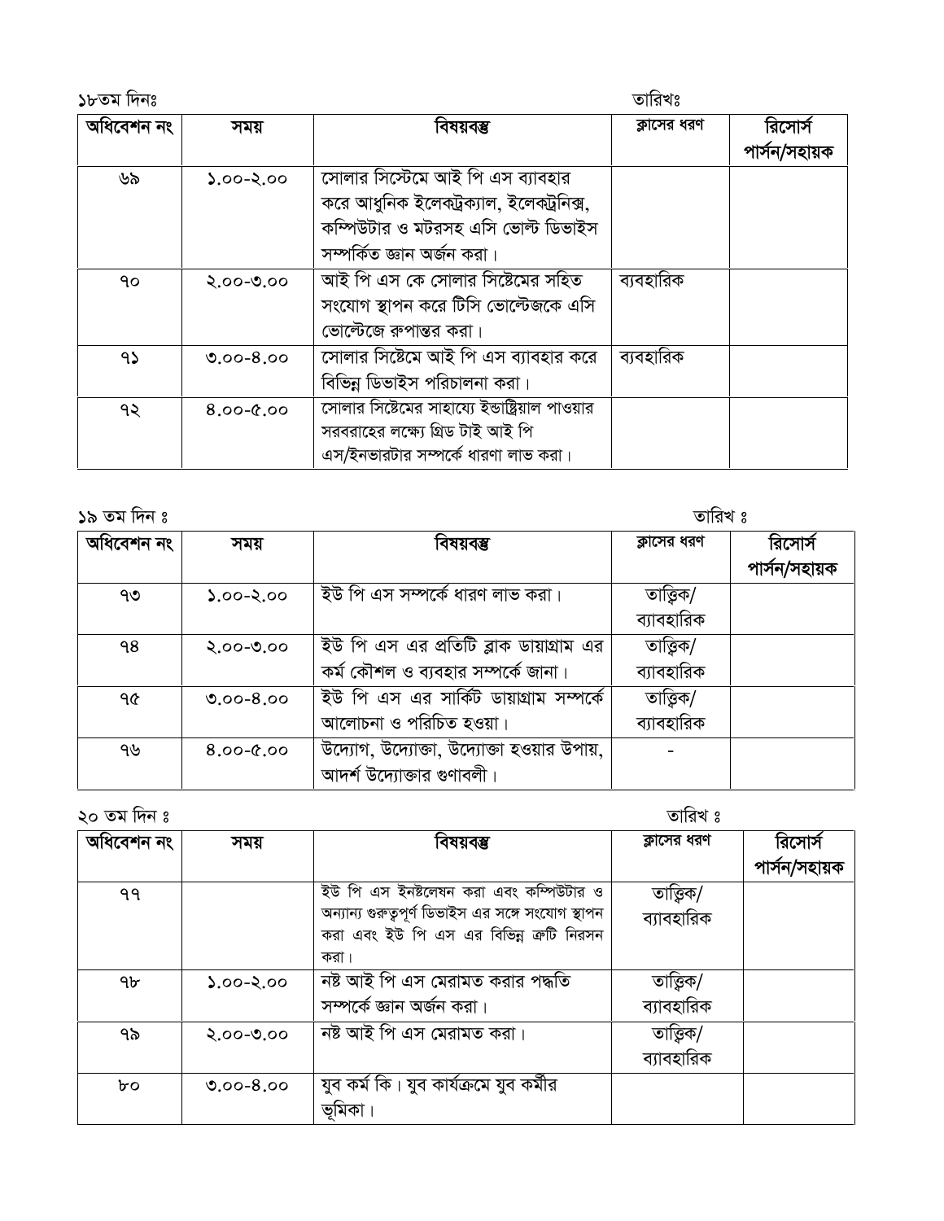১৮তম দিনঃ তারিখঃ

| অধিবেশন নং | সময় | বিষয়বস্তু | ক্লাসের ধরণ | রিসোর্স পার্সন/সহায়ক |
|---|---|---|---|---|
| ৬৯ | ১.০০-২.০০ | সোলার সিস্টেমে আই পি এস ব্যাবহার করে আধুনিক ইলেকট্রক্যাল, ইলেকট্রনিক্স, কম্পিউটার ও মটরসহ এসি ভোল্ট ডিভাইস সম্পর্কিত জ্ঞান অর্জন করা। | | |
| ৭০ | ২.০০-৩.০০ | আই পি এস কে সোলার সিষ্টেমের সহিত সংযোগ স্থাপন করে টিসি ভোল্টেজকে এসি ভোল্টেজে রুপান্তর করা। | ব্যবহারিক | |
| ৭১ | ৩.০০-৪.০০ | সোলার সিষ্টেমে আই পি এস ব্যাবহার করে বিভিন্ন ডিভাইস পরিচালনা করা। | ব্যবহারিক | |
| ৭২ | ৪.০০-৫.০০ | সোলার সিষ্টেমের সাহায্যে ইন্ডাষ্ট্রিয়াল পাওয়ার সরবরাহের লক্ষ্যে গ্রিড টাই আই পি এস/ইনভারটার সম্পর্কে ধারণা লাভ করা। | | |

১৯ তম দিন ঃ তারিখ ঃ

| অধিবেশন নং | সময় | বিষয়বস্তু | ক্লাসের ধরণ | রিসোর্স পার্সন/সহায়ক |
|---|---|---|---|---|
| ৭৩ | ১.০০-২.০০ | ইউ পি এস সম্পর্কে ধারণ লাভ করা। | তাত্ত্বিক/ ব্যাবহারিক | |
| ৭৪ | ২.০০-৩.০০ | ইউ পি এস এর প্রতিটি ব্লাক ডায়াগ্রাম এর কর্ম কৌশল ও ব্যবহার সম্পর্কে জানা। | তাত্ত্বিক/ ব্যাবহারিক | |
| ৭৫ | ৩.০০-৪.০০ | ইউ পি এস এর সার্কিট ডায়াগ্রাম সম্পর্কে আলোচনা ও পরিচিত হওয়া। | তাত্ত্বিক/ ব্যাবহারিক | |
| ৭৬ | ৪.০০-৫.০০ | উদ্যোগ, উদ্যোক্তা, উদ্যোক্তা হওয়ার উপায়, আদর্শ উদ্যোক্তার গুণাবলী। | - | |

২০ তম দিন ঃ তারিখ ঃ

| অধিবেশন নং | সময় | বিষয়বস্তু | ক্লাসের ধরণ | রিসোর্স পার্সন/সহায়ক |
|---|---|---|---|---|
| ৭৭ | | ইউ পি এস ইনষ্টলেষন করা এবং কম্পিউটার ও অন্যান্য গুরুতৃপূর্ণ ডিভাইস এর সঙ্গে সংযোগ স্থাপন করা এবং ইউ পি এস এর বিভিন্ন ক্রটি নিরসন করা। | তাত্ত্বিক/ ব্যাবহারিক | |
| ৭৮ | ১.০০-২.০০ | নষ্ট আই পি এস মেরামত করার পদ্ধতি সম্পর্কে জ্ঞান অর্জন করা। | তাত্ত্বিক/ ব্যাবহারিক | |
| ৭৯ | ২.০০-৩.০০ | নষ্ট আই পি এস মেরামত করা। | তাত্ত্বিক/ ব্যাবহারিক | |
| ৮০ | ৩.০০-৪.০০ | যুব কর্ম কি। যুব কার্যক্রমে যুব কর্মীর ভূমিকা। | | |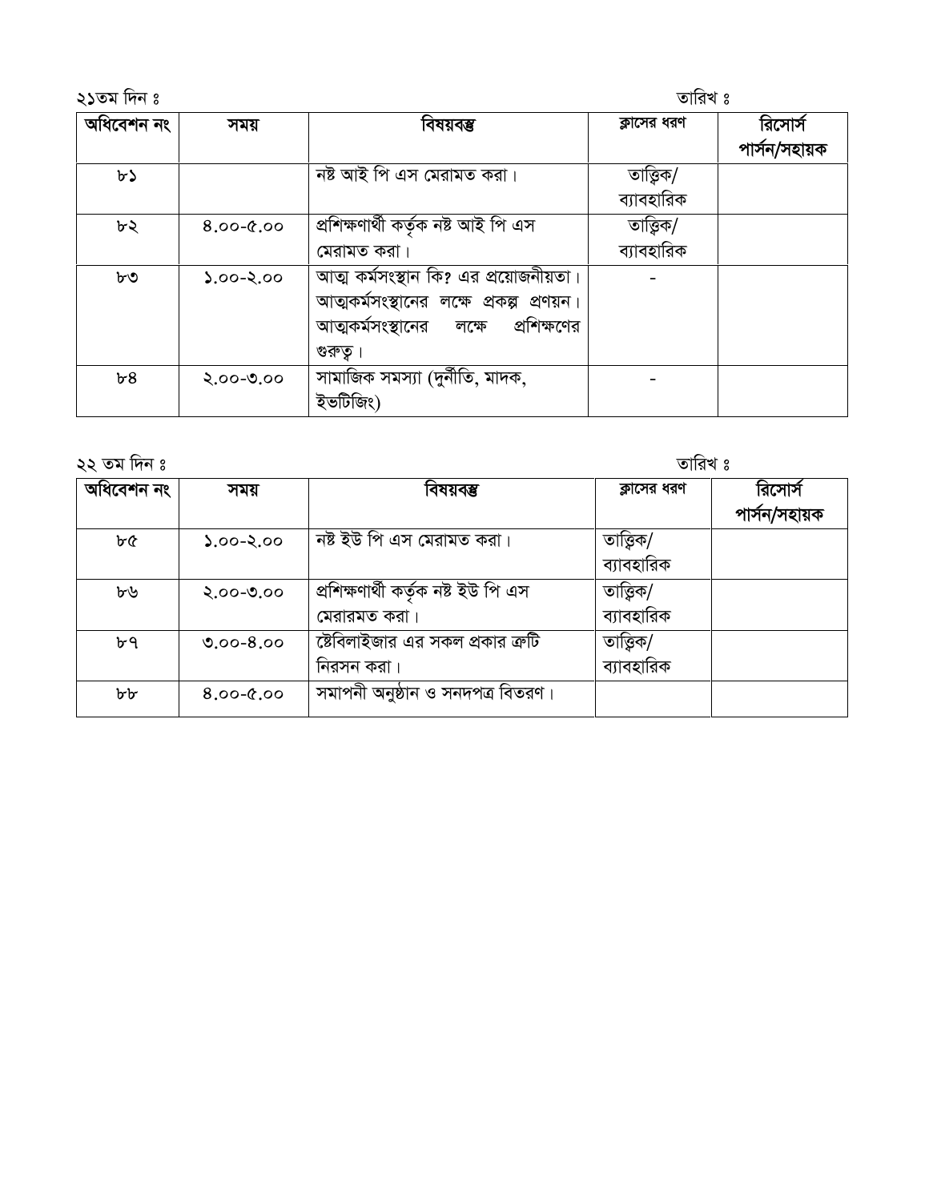২১তম দিন ঃ তারিখ ঃ

| অধিবেশন নং | সময় | বিষয়বস্তু | ক্লাসের ধরণ | রিসোর্স পার্সন/সহায়ক |
|---|---|---|---|---|
| ৮১ | | নষ্ট আই পি এস মেরামত করা। | তাত্ত্বিক/ ব্যাবহারিক | |
| ৮২ | ৪.০০-৫.০০ | প্রশিক্ষণার্থী কর্তৃক নষ্ট আই পি এস মেরামত করা। | তাত্ত্বিক/ ব্যাবহারিক | |
| ৮৩ | ১.০০-২.০০ | আত্ম কর্মসংস্থান কি? এর প্রয়োজনীয়তা। আত্মকর্মসংস্থানের লক্ষে প্রকল্প প্রণয়ন। আত্মকর্মসংস্থানের লক্ষে প্রশিক্ষণের গুরুত্ব। | - | |
| ৮৪ | ২.০০-৩.০০ | সামাজিক সমস্যা (দুর্নীতি, মাদক, ইভটিজিং) | - | |

২২ তম দিন ঃ তারিখ ঃ

| অধিবেশন নং | সময় | বিষয়বস্তু | ক্লাসের ধরণ | রিসোর্স পার্সন/সহায়ক |
|---|---|---|---|---|
| ৮৫ | ১.০০-২.০০ | নষ্ট ইউ পি এস মেরামত করা। | তাত্ত্বিক/ ব্যাবহারিক | |
| ৮৬ | ২.০০-৩.০০ | প্রশিক্ষণার্থী কর্তৃক নষ্ট ইউ পি এস মেরারমত করা। | তাত্ত্বিক/ ব্যাবহারিক | |
| ৮৭ | ৩.০০-৪.০০ | ষ্টেবিলাইজার এর সকল প্রকার ত্রুটি নিরসন করা। | তাত্ত্বিক/ ব্যাবহারিক | |
| ৮৮ | ৪.০০-৫.০০ | সমাপনী অনুষ্ঠান ও সনদপত্র বিতরণ। | | |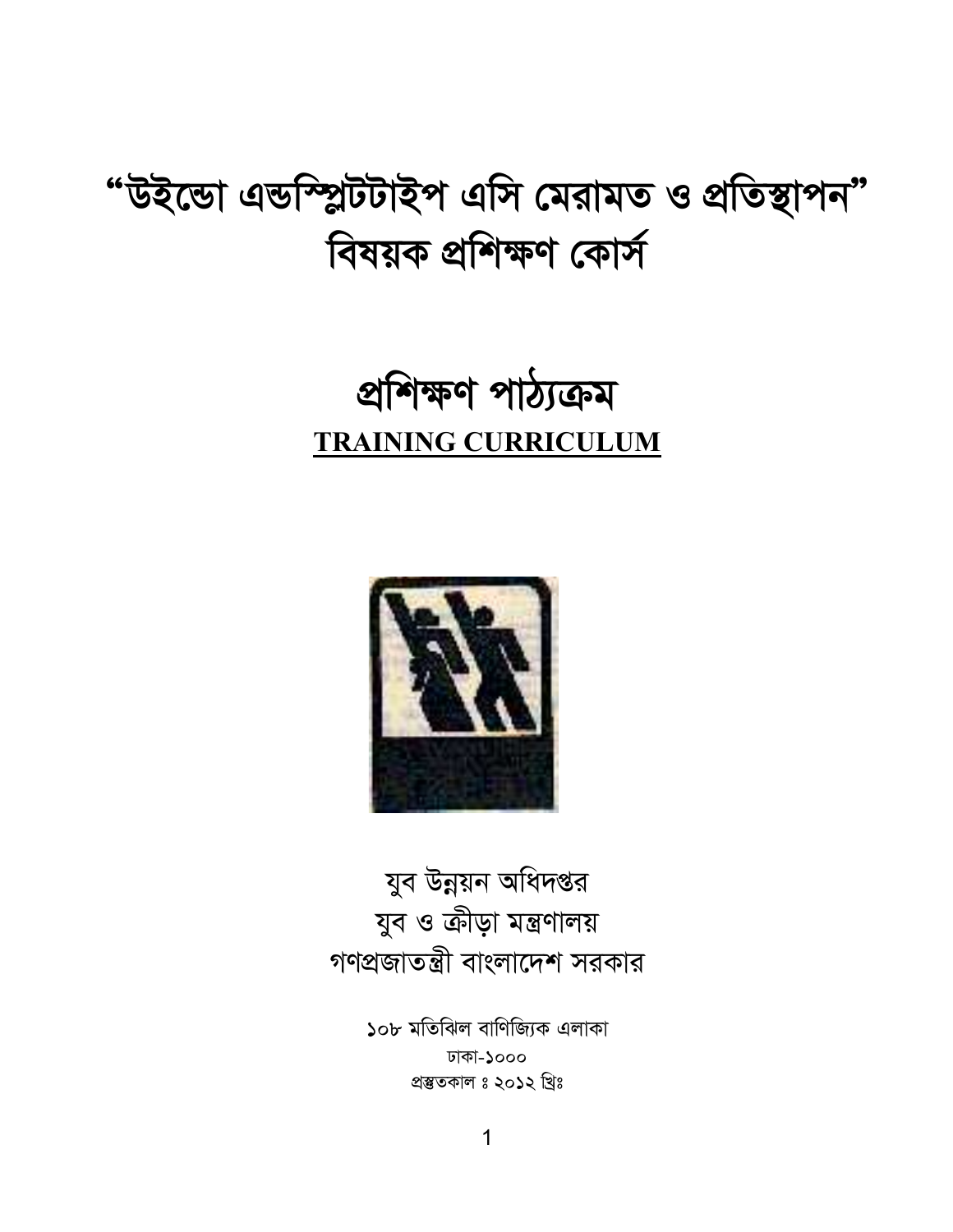# "উইন্ডো এন্ডস্প্লিটটাইপ এসি মেরামত ও প্রতিস্থাপন" বিষয়ক প্রশিক্ষণ কোর্স

# প্রশিক্ষণ পাঠ্যক্রম

**TRAINING CURRICULUM**

যুব উন্নয়ন অধিদপ্তর
যুব ও ক্রীড়া মন্ত্রণালয়
গণপ্রজাতন্ত্রী বাংলাদেশ সরকার

১০৮ মতিঝিল বাণিজ্যিক এলাকা
ঢাকা-১০০০
প্রস্তুতকাল ঃ ২০১২ খ্রিঃ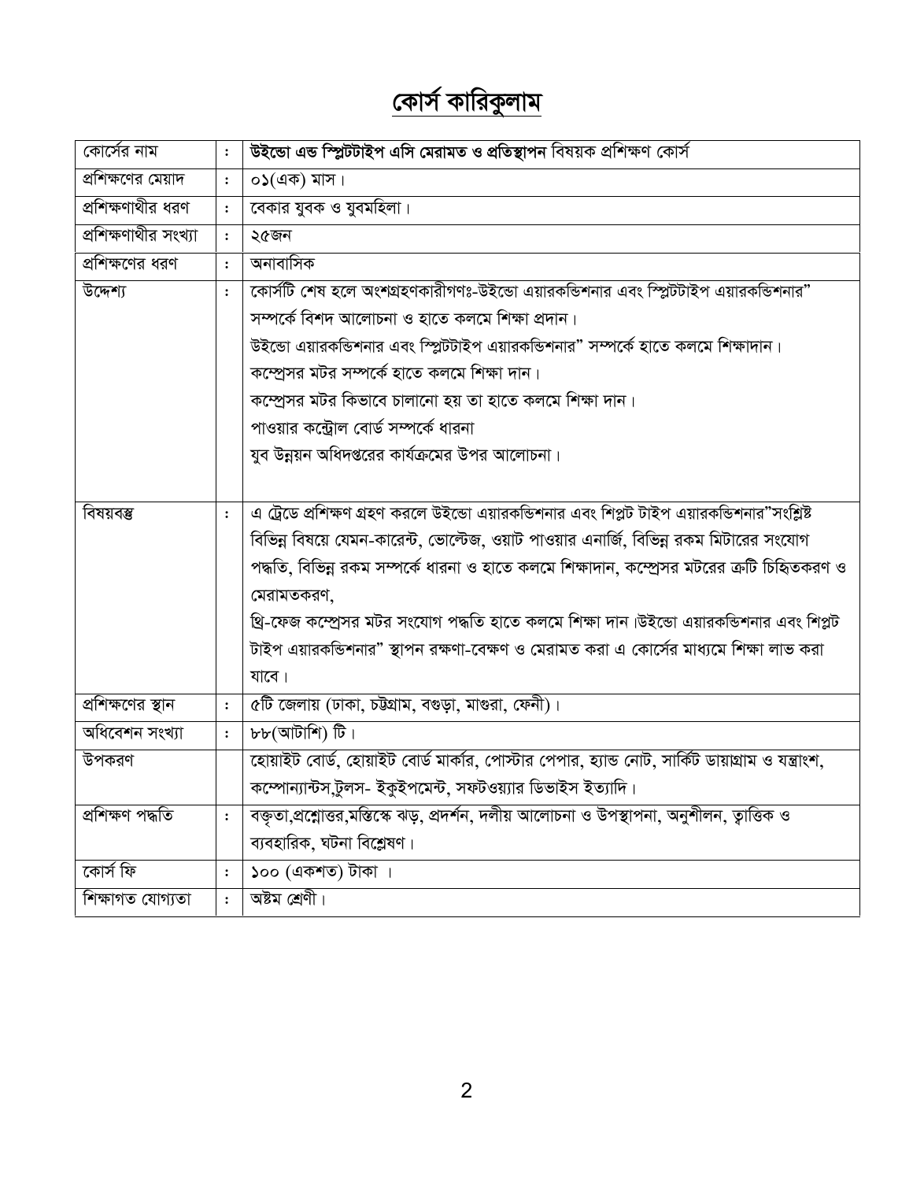# কোর্স কারিকুলাম

| | | |
|---|---|---|
| কোর্সের নাম | : | **উইন্ডো এন্ড স্প্লিটটাইপ এসি মেরামত ও প্রতিস্থাপন** বিষয়ক প্রশিক্ষণ কোর্স |
| প্রশিক্ষণের মেয়াদ | : | ০১(এক) মাস। |
| প্রশিক্ষণার্থীর ধরণ | : | বেকার যুবক ও যুবমহিলা। |
| প্রশিক্ষণার্থীর সংখ্যা | : | ২৫জন |
| প্রশিক্ষণের ধরণ | : | অনাবাসিক |
| উদ্দেশ্য | : | কোর্সটি শেষ হলে অংশগ্রহণকারীগণঃ-উইন্ডো এয়ারকন্ডিশনার এবং স্প্লিটটাইপ এয়ারকন্ডিশনার" সম্পর্কে বিশদ আলোচনা ও হাতে কলমে শিক্ষা প্রদান। <br> উইন্ডো এয়ারকন্ডিশনার এবং স্প্লিটটাইপ এয়ারকন্ডিশনার" সম্পর্কে হাতে কলমে শিক্ষাদান। <br> কম্প্রেসর মটর সম্পর্কে হাতে কলমে শিক্ষা দান। <br> কম্প্রেসর মটর কিভাবে চালানো হয় তা হাতে কলমে শিক্ষা দান। <br> পাওয়ার কন্ট্রোল বোর্ড সম্পর্কে ধারনা <br> যুব উন্নয়ন অধিদপ্তরের কার্যক্রমের উপর আলোচনা। |
| বিষয়বস্তু | : | এ ট্রেডে প্রশিক্ষণ গ্রহণ করলে উইন্ডো এয়ারকন্ডিশনার এবং শিপ্লট টাইপ এয়ারকন্ডিশনার"সংশ্লিষ্ট বিভিন্ন বিষয়ে যেমন-কারেন্ট, ভোল্টেজ, ওয়াট পাওয়ার এনার্জি, বিভিন্ন রকম মিটারের সংযোগ পদ্ধতি, বিভিন্ন রকম সম্পর্কে ধারনা ও হাতে কলমে শিক্ষাদান, কম্প্রেসর মটরের ক্রটি চিহ্নিতকরণ ও মেরামতকরণ, <br> থ্রি-ফেজ কম্প্রেসর মটর সংযোগ পদ্ধতি হাতে কলমে শিক্ষা দান।উইন্ডো এয়ারকন্ডিশনার এবং শিপ্লট টাইপ এয়ারকন্ডিশনার" স্থাপন রক্ষণা-বেক্ষণ ও মেরামত করা এ কোর্সের মাধ্যমে শিক্ষা লাভ করা যাবে। |
| প্রশিক্ষণের স্থান | : | ৫টি জেলায় (ঢাকা, চট্টগ্রাম, বগুড়া, মাগুরা, ফেনী)। |
| অধিবেশন সংখ্যা | : | ৮৮(আটাশি) টি। |
| উপকরণ | | হোয়াইট বোর্ড, হোয়াইট বোর্ড মার্কার, পোস্টার পেপার, হ্যান্ড নোট, সার্কিট ডায়াগ্রাম ও যন্ত্রাংশ, কম্পোন্যান্টস,টুলস- ইকুইপমেন্ট, সফটওয়্যার ডিভাইস ইত্যাদি। |
| প্রশিক্ষণ পদ্ধতি | : | বক্তৃতা,প্রশ্নোত্তর,মস্তিস্কে ঝড়, প্রদর্শন, দলীয় আলোচনা ও উপস্থাপনা, অনুশীলন, তাত্তিক ও ব্যবহারিক, ঘটনা বিশ্লেষণ। |
| কোর্স ফি | : | ১০০ (একশত) টাকা । |
| শিক্ষাগত যোগ্যতা | : | অষ্টম শ্রেণী। |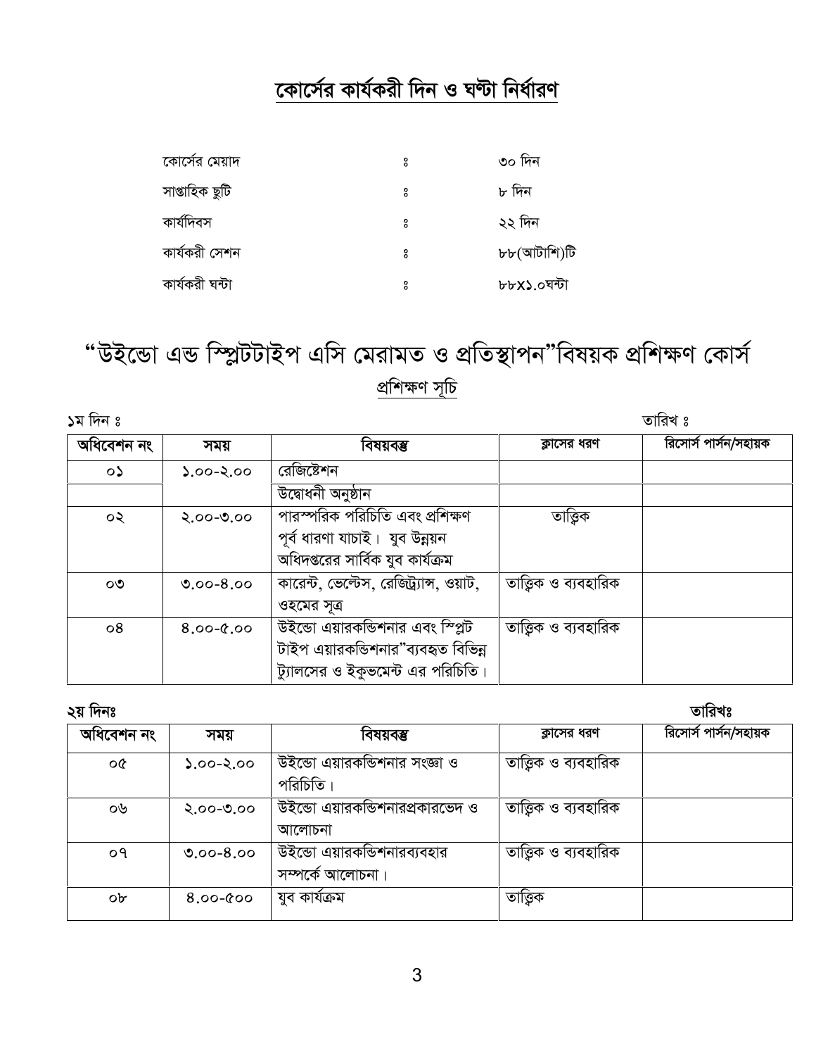## কোর্সের কার্যকরী দিন ও ঘণ্টা নির্ধারণ

| | | |
|---|---|---|
| কোর্সের মেয়াদ | ঃ | ৩০ দিন |
| সাপ্তাহিক ছুটি | ঃ | ৮ দিন |
| কার্যদিবস | ঃ | ২২ দিন |
| কার্যকরী সেশন | ঃ | ৮৮(আটাশি)টি |
| কার্যকরী ঘন্টা | ঃ | ৮৮X১.০ঘন্টা |

# “উইন্ডো এন্ড স্প্লিটটাইপ এসি মেরামত ও প্রতিস্থাপন”বিষয়ক প্রশিক্ষণ কোর্স

## প্রশিক্ষণ সূচি

১ম দিন ঃ তারিখ ঃ

| অধিবেশন নং | সময় | বিষয়বস্তু | ক্লাসের ধরণ | রিসোর্স পার্সন/সহায়ক |
|---|---|---|---|---|
| ০১ | ১.০০-২.০০ | রেজিষ্টেশন | | |
| | | উদ্বোধনী অনুষ্ঠান | | |
| ০২ | ২.০০-৩.০০ | পারস্পরিক পরিচিতি এবং প্রশিক্ষণ পূর্ব ধারণা যাচাই। যুব উন্নয়ন অধিদপ্তরের সার্বিক যুব কার্যক্রম | তাত্ত্বিক | |
| ০৩ | ৩.০০-৪.০০ | কারেন্ট, ভেল্টেস, রেজিট্র্যান্স, ওয়াট, ওহমের সূত্র | তাত্ত্বিক ও ব্যবহারিক | |
| ০৪ | ৪.০০-৫.০০ | উইন্ডো এয়ারকন্ডিশনার এবং স্প্লিট টাইপ এয়ারকন্ডিশনার”ব্যবহৃত বিভিন্ন ট্যালসের ও ইকুভমেন্ট এর পরিচিতি। | তাত্ত্বিক ও ব্যবহারিক | |

২য় দিনঃ তারিখঃ

| অধিবেশন নং | সময় | বিষয়বস্তু | ক্লাসের ধরণ | রিসোর্স পার্সন/সহায়ক |
|---|---|---|---|---|
| ০৫ | ১.০০-২.০০ | উইন্ডো এয়ারকন্ডিশনার সংজ্ঞা ও পরিচিতি। | তাত্ত্বিক ও ব্যবহারিক | |
| ০৬ | ২.০০-৩.০০ | উইন্ডো এয়ারকন্ডিশনারপ্রকারভেদ ও আলোচনা | তাত্ত্বিক ও ব্যবহারিক | |
| ০৭ | ৩.০০-৪.০০ | উইন্ডো এয়ারকন্ডিশনারব্যবহার সম্পর্কে আলোচনা। | তাত্ত্বিক ও ব্যবহারিক | |
| ০৮ | ৪.০০-৫০০ | যুব কার্যক্রম | তাত্ত্বিক | |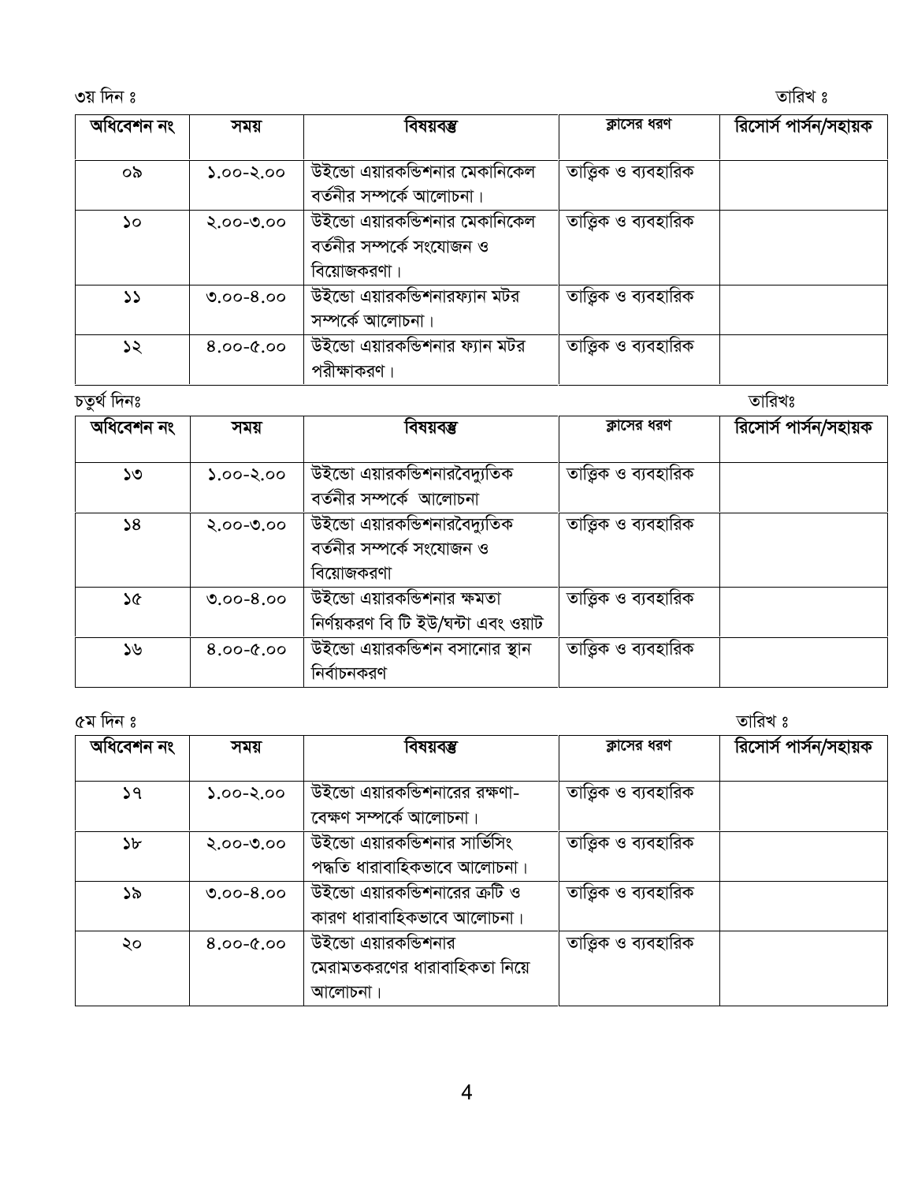৩য় দিন ঃ　　　　　　　　　　　　　　　　　　　　　　　　　　　　　　　　　　　　　　　　　　　　　　তারিখ ঃ

| অধিবেশন নং | সময় | বিষয়বস্তু | ক্লাসের ধরণ | রিসোর্স পার্সন/সহায়ক |
|---|---|---|---|---|
| ০৯ | ১.০০-২.০০ | উইন্ডো এয়ারকন্ডিশনার মেকানিকেল বর্তনীর সম্পর্কে আলোচনা। | তাত্ত্বিক ও ব্যবহারিক | |
| ১০ | ২.০০-৩.০০ | উইন্ডো এয়ারকন্ডিশনার মেকানিকেল বর্তনীর সম্পর্কে সংযোজন ও বিয়োজকরণা। | তাত্ত্বিক ও ব্যবহারিক | |
| ১১ | ৩.০০-৪.০০ | উইন্ডো এয়ারকন্ডিশনারফ্যান মটর সম্পর্কে আলোচনা। | তাত্ত্বিক ও ব্যবহারিক | |
| ১২ | ৪.০০-৫.০০ | উইন্ডো এয়ারকন্ডিশনার ফ্যান মটর পরীক্ষাকরণ। | তাত্ত্বিক ও ব্যবহারিক | |

চতুর্থ দিনঃ　　　　　　　　　　　　　　　　　　　　　　　　　　　　　　　　　　　　　　　　　　　　　　তারিখঃ

| অধিবেশন নং | সময় | বিষয়বস্তু | ক্লাসের ধরণ | রিসোর্স পার্সন/সহায়ক |
|---|---|---|---|---|
| ১৩ | ১.০০-২.০০ | উইন্ডো এয়ারকন্ডিশনারবৈদ্যুতিক বর্তনীর সম্পর্কে আলোচনা | তাত্ত্বিক ও ব্যবহারিক | |
| ১৪ | ২.০০-৩.০০ | উইন্ডো এয়ারকন্ডিশনারবৈদ্যুতিক বর্তনীর সম্পর্কে সংযোজন ও বিয়োজকরণা | তাত্ত্বিক ও ব্যবহারিক | |
| ১৫ | ৩.০০-৪.০০ | উইন্ডো এয়ারকন্ডিশনার ক্ষমতা নির্ণয়করণ বি টি ইউ/ঘন্টা এবং ওয়াট | তাত্ত্বিক ও ব্যবহারিক | |
| ১৬ | ৪.০০-৫.০০ | উইন্ডো এয়ারকন্ডিশন বসানোর স্থান নির্বাচনকরণ | তাত্ত্বিক ও ব্যবহারিক | |

৫ম দিন ঃ　　　　　　　　　　　　　　　　　　　　　　　　　　　　　　　　　　　　　　　　　　　　　　তারিখ ঃ

| অধিবেশন নং | সময় | বিষয়বস্তু | ক্লাসের ধরণ | রিসোর্স পার্সন/সহায়ক |
|---|---|---|---|---|
| ১৭ | ১.০০-২.০০ | উইন্ডো এয়ারকন্ডিশনারের রক্ষণা-বেক্ষণ সম্পর্কে আলোচনা। | তাত্ত্বিক ও ব্যবহারিক | |
| ১৮ | ২.০০-৩.০০ | উইন্ডো এয়ারকন্ডিশনার সার্ভিসিং পদ্ধতি ধারাবাহিকভাবে আলোচনা। | তাত্ত্বিক ও ব্যবহারিক | |
| ১৯ | ৩.০০-৪.০০ | উইন্ডো এয়ারকন্ডিশনারের ত্রুটি ও কারণ ধারাবাহিকভাবে আলোচনা। | তাত্ত্বিক ও ব্যবহারিক | |
| ২০ | ৪.০০-৫.০০ | উইন্ডো এয়ারকন্ডিশনার মেরামতকরণের ধারাবাহিকতা নিয়ে আলোচনা। | তাত্ত্বিক ও ব্যবহারিক | |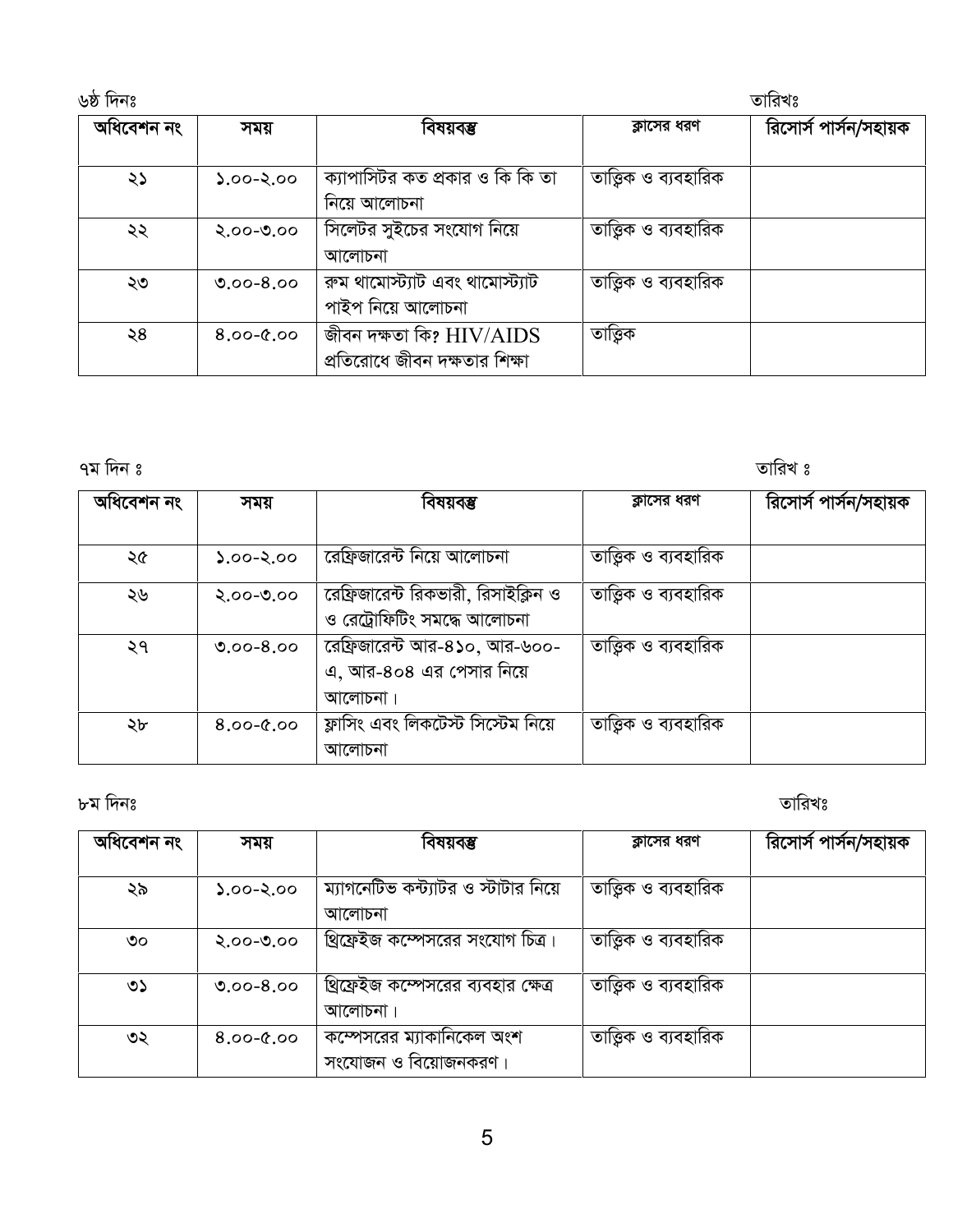৬ষ্ঠ দিনঃ তারিখঃ

| অধিবেশন নং | সময় | বিষয়বস্তু | ক্লাসের ধরণ | রিসোর্স পার্সন/সহায়ক |
|---|---|---|---|---|
| ২১ | ১.০০-২.০০ | ক্যাপাসিটর কত প্রকার ও কি কি তা নিয়ে আলোচনা | তাত্ত্বিক ও ব্যবহারিক | |
| ২২ | ২.০০-৩.০০ | সিলেটর সুইচের সংযোগ নিয়ে আলোচনা | তাত্ত্বিক ও ব্যবহারিক | |
| ২৩ | ৩.০০-৪.০০ | রুম থামোস্ট্যাট এবং থামোস্ট্যাট পাইপ নিয়ে আলোচনা | তাত্ত্বিক ও ব্যবহারিক | |
| ২৪ | ৪.০০-৫.০০ | জীবন দক্ষতা কি? HIV/AIDS প্রতিরোধে জীবন দক্ষতার শিক্ষা | তাত্ত্বিক | |

৭ম দিন ঃ তারিখ ঃ

| অধিবেশন নং | সময় | বিষয়বস্তু | ক্লাসের ধরণ | রিসোর্স পার্সন/সহায়ক |
|---|---|---|---|---|
| ২৫ | ১.০০-২.০০ | রেফ্রিজারেন্ট নিয়ে আলোচনা | তাত্ত্বিক ও ব্যবহারিক | |
| ২৬ | ২.০০-৩.০০ | রেফ্রিজারেন্ট রিকভারী, রিসাইক্লিন ও ও রেট্রোফিটিং সমদ্ধে আলোচনা | তাত্ত্বিক ও ব্যবহারিক | |
| ২৭ | ৩.০০-৪.০০ | রেফ্রিজারেন্ট আর-৪১০, আর-৬০০-এ, আর-৪০৪ এর পেসার নিয়ে আলোচনা। | তাত্ত্বিক ও ব্যবহারিক | |
| ২৮ | ৪.০০-৫.০০ | ফ্লাসিং এবং লিকটেস্ট সিস্টেম নিয়ে আলোচনা | তাত্ত্বিক ও ব্যবহারিক | |

৮ম দিনঃ তারিখঃ

| অধিবেশন নং | সময় | বিষয়বস্তু | ক্লাসের ধরণ | রিসোর্স পার্সন/সহায়ক |
|---|---|---|---|---|
| ২৯ | ১.০০-২.০০ | ম্যাগনেটিভ কন্ট্যাটর ও স্টাটার নিয়ে আলোচনা | তাত্ত্বিক ও ব্যবহারিক | |
| ৩০ | ২.০০-৩.০০ | থ্রিফ্রেইজ কম্পেসরের সংযোগ চিত্র। | তাত্ত্বিক ও ব্যবহারিক | |
| ৩১ | ৩.০০-৪.০০ | থ্রিফ্রেইজ কম্পেসরের ব্যবহার ক্ষেত্র আলোচনা। | তাত্ত্বিক ও ব্যবহারিক | |
| ৩২ | ৪.০০-৫.০০ | কম্পেসরের ম্যাকানিকেল অংশ সংযোজন ও বিয়োজনকরণ। | তাত্ত্বিক ও ব্যবহারিক | |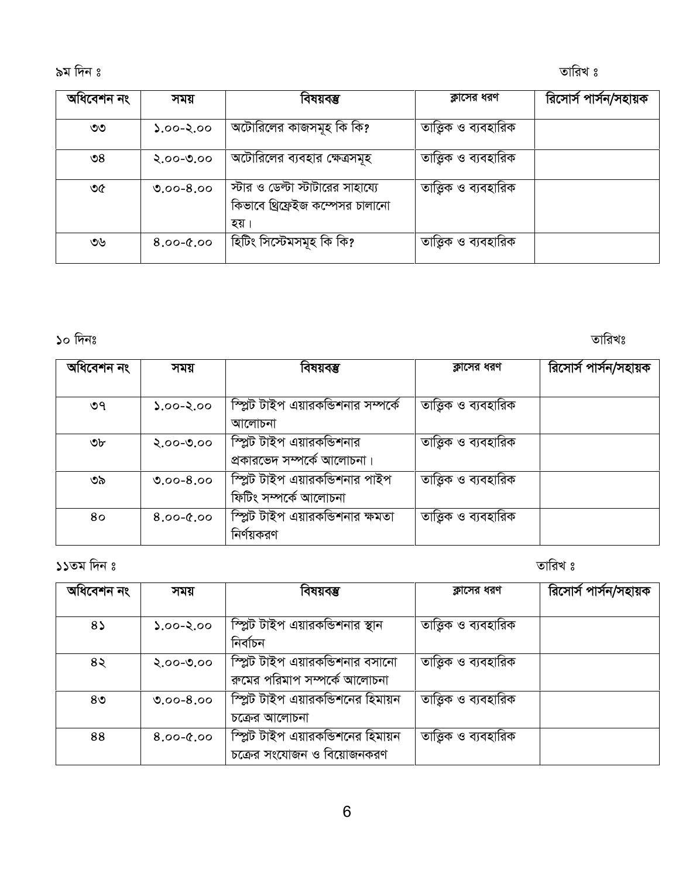৯ম দিন ঃ                                                                                                                            তারিখ ঃ

| অধিবেশন নং | সময় | বিষয়বস্তু | ক্লাসের ধরণ | রিসোর্স পার্সন/সহায়ক |
|---|---|---|---|---|
| ৩৩ | ১.০০-২.০০ | অটোরিলের কাজসমূহ কি কি? | তাত্ত্বিক ও ব্যবহারিক | |
| ৩৪ | ২.০০-৩.০০ | অটোরিলের ব্যবহার ক্ষেত্রসমূহ | তাত্ত্বিক ও ব্যবহারিক | |
| ৩৫ | ৩.০০-৪.০০ | স্টার ও ডেল্টা স্টাটারের সাহায্যে কিভাবে থ্রিফেইজ কম্পেসর চালানো হয়। | তাত্ত্বিক ও ব্যবহারিক | |
| ৩৬ | ৪.০০-৫.০০ | হিটিং সিস্টেমসমূহ কি কি? | তাত্ত্বিক ও ব্যবহারিক | |

১০ দিনঃ                                                                                                                            তারিখঃ

| অধিবেশন নং | সময় | বিষয়বস্তু | ক্লাসের ধরণ | রিসোর্স পার্সন/সহায়ক |
|---|---|---|---|---|
| ৩৭ | ১.০০-২.০০ | স্প্লিট টাইপ এয়ারকন্ডিশনার সম্পর্কে আলোচনা | তাত্ত্বিক ও ব্যবহারিক | |
| ৩৮ | ২.০০-৩.০০ | স্প্লিট টাইপ এয়ারকন্ডিশনার প্রকারভেদ সম্পর্কে আলোচনা। | তাত্ত্বিক ও ব্যবহারিক | |
| ৩৯ | ৩.০০-৪.০০ | স্প্লিট টাইপ এয়ারকন্ডিশনার পাইপ ফিটিং সম্পর্কে আলোচনা | তাত্ত্বিক ও ব্যবহারিক | |
| ৪০ | ৪.০০-৫.০০ | স্প্লিট টাইপ এয়ারকন্ডিশনার ক্ষমতা নির্ণয়করণ | তাত্ত্বিক ও ব্যবহারিক | |

১১তম দিন ঃ                                                                                                                            তারিখ ঃ

| অধিবেশন নং | সময় | বিষয়বস্তু | ক্লাসের ধরণ | রিসোর্স পার্সন/সহায়ক |
|---|---|---|---|---|
| ৪১ | ১.০০-২.০০ | স্প্লিট টাইপ এয়ারকন্ডিশনার স্থান নির্বাচন | তাত্ত্বিক ও ব্যবহারিক | |
| ৪২ | ২.০০-৩.০০ | স্প্লিট টাইপ এয়ারকন্ডিশনার বসানো রুমের পরিমাপ সম্পর্কে আলোচনা | তাত্ত্বিক ও ব্যবহারিক | |
| ৪৩ | ৩.০০-৪.০০ | স্প্লিট টাইপ এয়ারকন্ডিশনের হিমায়ন চক্রের আলোচনা | তাত্ত্বিক ও ব্যবহারিক | |
| ৪৪ | ৪.০০-৫.০০ | স্প্লিট টাইপ এয়ারকন্ডিশনের হিমায়ন চক্রের সংযোজন ও বিয়োজনকরণ | তাত্ত্বিক ও ব্যবহারিক | |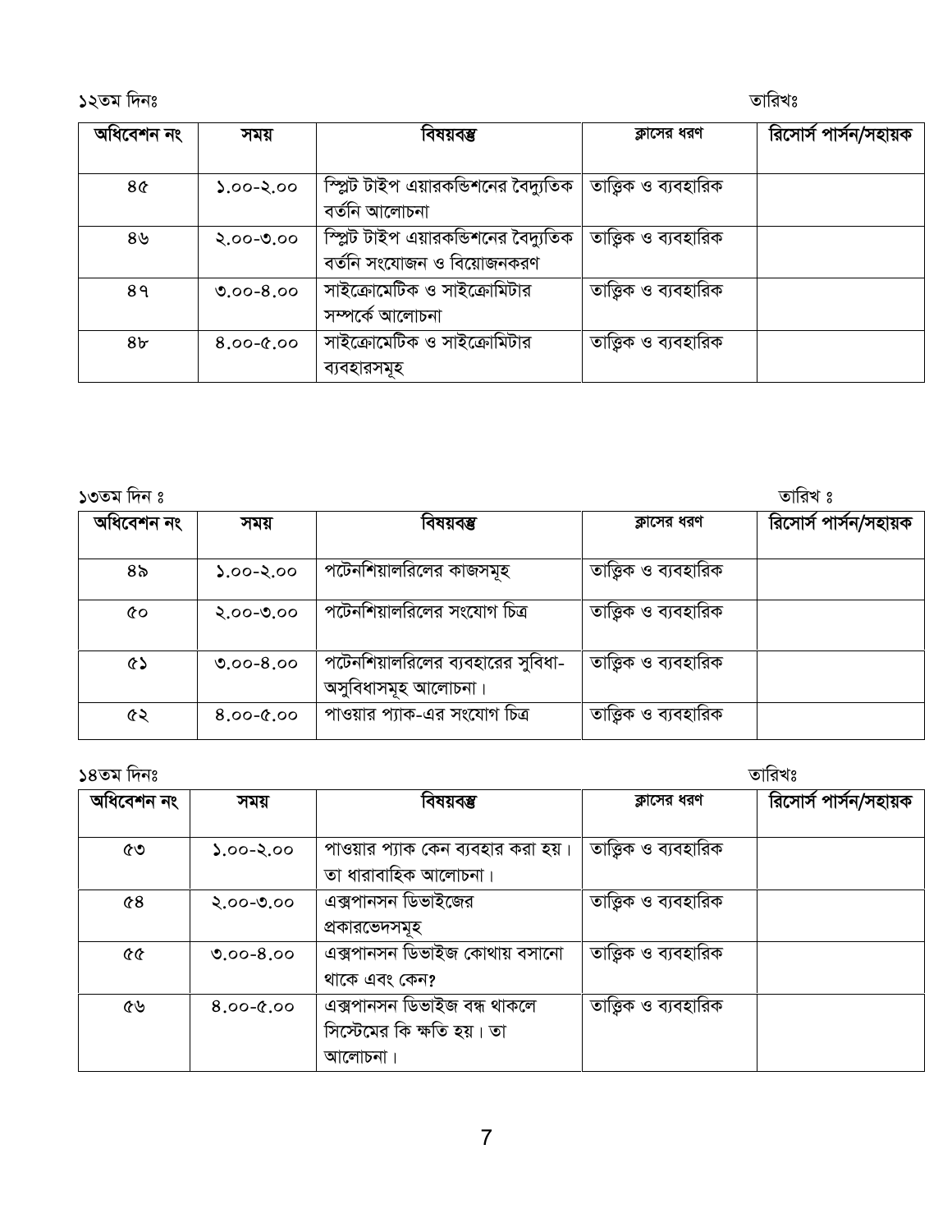১২তম দিনঃ                                                                                                    তারিখঃ

| অধিবেশন নং | সময় | বিষয়বস্তু | ক্লাসের ধরণ | রিসোর্স পার্সন/সহায়ক |
|---|---|---|---|---|
| ৪৫ | ১.০০-২.০০ | স্প্লিট টাইপ এয়ারকন্ডিশনের বৈদ্যুতিক বর্তনি আলোচনা | তাত্ত্বিক ও ব্যবহারিক | |
| ৪৬ | ২.০০-৩.০০ | স্প্লিট টাইপ এয়ারকন্ডিশনের বৈদ্যুতিক বর্তনি সংযোজন ও বিয়োজনকরণ | তাত্ত্বিক ও ব্যবহারিক | |
| ৪৭ | ৩.০০-৪.০০ | সাইক্রোমেটিক ও সাইক্রোমিটার সম্পর্কে আলোচনা | তাত্ত্বিক ও ব্যবহারিক | |
| ৪৮ | ৪.০০-৫.০০ | সাইক্রোমেটিক ও সাইক্রোমিটার ব্যবহারসমূহ | তাত্ত্বিক ও ব্যবহারিক | |

১৩তম দিন ঃ                                                                                                    তারিখ ঃ

| অধিবেশন নং | সময় | বিষয়বস্তু | ক্লাসের ধরণ | রিসোর্স পার্সন/সহায়ক |
|---|---|---|---|---|
| ৪৯ | ১.০০-২.০০ | পটেনশিয়ালরিলের কাজসমূহ | তাত্ত্বিক ও ব্যবহারিক | |
| ৫০ | ২.০০-৩.০০ | পটেনশিয়ালরিলের সংযোগ চিত্র | তাত্ত্বিক ও ব্যবহারিক | |
| ৫১ | ৩.০০-৪.০০ | পটেনশিয়ালরিলের ব্যবহারের সুবিধা-অসুবিধাসমূহ আলোচনা। | তাত্ত্বিক ও ব্যবহারিক | |
| ৫২ | ৪.০০-৫.০০ | পাওয়ার প্যাক-এর সংযোগ চিত্র | তাত্ত্বিক ও ব্যবহারিক | |

১৪তম দিনঃ                                                                                                    তারিখঃ

| অধিবেশন নং | সময় | বিষয়বস্তু | ক্লাসের ধরণ | রিসোর্স পার্সন/সহায়ক |
|---|---|---|---|---|
| ৫৩ | ১.০০-২.০০ | পাওয়ার প্যাক কেন ব্যবহার করা হয়। তা ধারাবাহিক আলোচনা। | তাত্ত্বিক ও ব্যবহারিক | |
| ৫৪ | ২.০০-৩.০০ | এক্সপানসন ডিভাইজের প্রকারভেদসমূহ | তাত্ত্বিক ও ব্যবহারিক | |
| ৫৫ | ৩.০০-৪.০০ | এক্সপানসন ডিভাইজ কোথায় বসানো থাকে এবং কেন? | তাত্ত্বিক ও ব্যবহারিক | |
| ৫৬ | ৪.০০-৫.০০ | এক্সপানসন ডিভাইজ বন্ধ থাকলে সিস্টেমের কি ক্ষতি হয়। তা আলোচনা। | তাত্ত্বিক ও ব্যবহারিক | |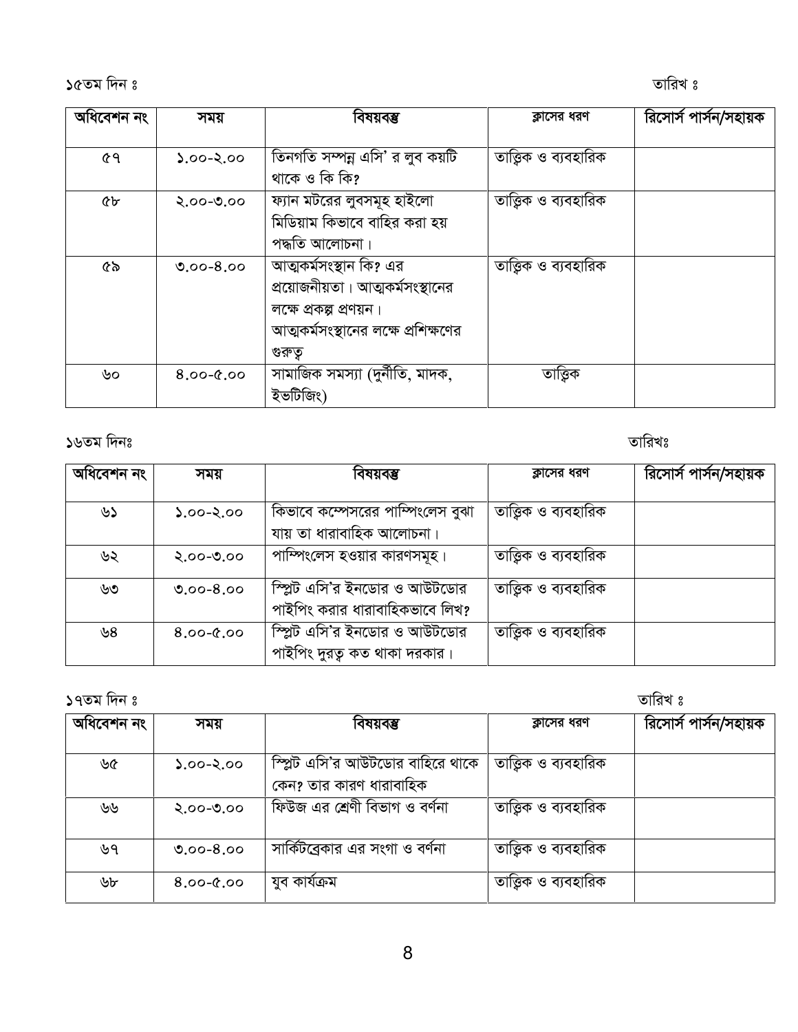১৫তম দিন ঃ                                                                                    তারিখ ঃ

| অধিবেশন নং | সময় | বিষয়বস্তু | ক্লাসের ধরণ | রিসোর্স পার্সন/সহায়ক |
|---|---|---|---|---|
| ৫৭ | ১.০০-২.০০ | তিনগতি সম্পন্ন এসি' র লুব কয়টি থাকে ও কি কি? | তাত্ত্বিক ও ব্যবহারিক | |
| ৫৮ | ২.০০-৩.০০ | ফ্যান মটরের লুবসমূহ হাইলো মিডিয়াম কিভাবে বাহির করা হয় পদ্ধতি আলোচনা। | তাত্ত্বিক ও ব্যবহারিক | |
| ৫৯ | ৩.০০-৪.০০ | আত্মকর্মসংস্থান কি? এর প্রয়োজনীয়তা। আত্মকর্মসংস্থানের লক্ষে প্রকল্প প্রণয়ন। আত্মকর্মসংস্থানের লক্ষে প্রশিক্ষণের গুরুত্ব | তাত্ত্বিক ও ব্যবহারিক | |
| ৬০ | ৪.০০-৫.০০ | সামাজিক সমস্যা (দুর্নীতি, মাদক, ইভটিজিং) | তাত্ত্বিক | |

১৬তম দিনঃ                                                                                    তারিখঃ

| অধিবেশন নং | সময় | বিষয়বস্তু | ক্লাসের ধরণ | রিসোর্স পার্সন/সহায়ক |
|---|---|---|---|---|
| ৬১ | ১.০০-২.০০ | কিভাবে কম্পেসরের পাম্পিংলেস বুঝা যায় তা ধারাবাহিক আলোচনা। | তাত্ত্বিক ও ব্যবহারিক | |
| ৬২ | ২.০০-৩.০০ | পাম্পিংলেস হওয়ার কারণসমূহ। | তাত্ত্বিক ও ব্যবহারিক | |
| ৬৩ | ৩.০০-৪.০০ | স্প্লিট এসি'র ইনডোর ও আউটডোর পাইপিং করার ধারাবাহিকভাবে লিখ? | তাত্ত্বিক ও ব্যবহারিক | |
| ৬৪ | ৪.০০-৫.০০ | স্প্লিট এসি'র ইনডোর ও আউটডোর পাইপিং দুরত্ব কত থাকা দরকার। | তাত্ত্বিক ও ব্যবহারিক | |

১৭তম দিন ঃ                                                                                    তারিখ ঃ

| অধিবেশন নং | সময় | বিষয়বস্তু | ক্লাসের ধরণ | রিসোর্স পার্সন/সহায়ক |
|---|---|---|---|---|
| ৬৫ | ১.০০-২.০০ | স্প্লিট এসি'র আউটডোর বাহিরে থাকে কেন? তার কারণ ধারাবাহিক | তাত্ত্বিক ও ব্যবহারিক | |
| ৬৬ | ২.০০-৩.০০ | ফিউজ এর শ্রেণী বিভাগ ও বর্ণনা | তাত্ত্বিক ও ব্যবহারিক | |
| ৬৭ | ৩.০০-৪.০০ | সার্কিটব্রেকার এর সংগা ও বর্ণনা | তাত্ত্বিক ও ব্যবহারিক | |
| ৬৮ | ৪.০০-৫.০০ | যুব কার্যক্রম | তাত্ত্বিক ও ব্যবহারিক | |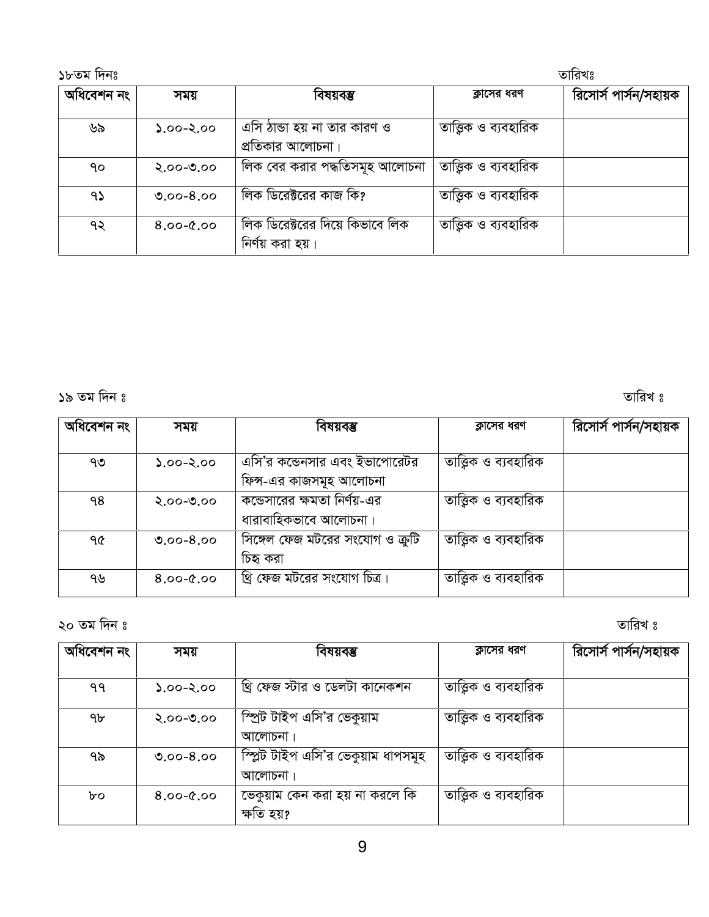১৮তম দিনঃ তারিখঃ

| অধিবেশন নং | সময় | বিষয়বস্তু | ক্লাসের ধরণ | রিসোর্স পার্সন/সহায়ক |
|---|---|---|---|---|
| ৬৯ | ১.০০-২.০০ | এসি ঠান্ডা হয় না তার কারণ ও প্রতিকার আলোচনা। | তাত্ত্বিক ও ব্যবহারিক | |
| ৭০ | ২.০০-৩.০০ | লিক বের করার পদ্ধতিসমূহ আলোচনা | তাত্ত্বিক ও ব্যবহারিক | |
| ৭১ | ৩.০০-৪.০০ | লিক ডিরেক্টরের কাজ কি? | তাত্ত্বিক ও ব্যবহারিক | |
| ৭২ | ৪.০০-৫.০০ | লিক ডিরেক্টরের দিয়ে কিভাবে লিক নির্ণয় করা হয়। | তাত্ত্বিক ও ব্যবহারিক | |

১৯ তম দিন ঃ তারিখ ঃ

| অধিবেশন নং | সময় | বিষয়বস্তু | ক্লাসের ধরণ | রিসোর্স পার্সন/সহায়ক |
|---|---|---|---|---|
| ৭৩ | ১.০০-২.০০ | এসি'র কন্ডেনসার এবং ইভাপোরেটর ফিন্স-এর কাজসমূহ আলোচনা | তাত্ত্বিক ও ব্যবহারিক | |
| ৭৪ | ২.০০-৩.০০ | কন্ডেসারের ক্ষমতা নির্ণয়-এর ধারাবাহিকভাবে আলোচনা। | তাত্ত্বিক ও ব্যবহারিক | |
| ৭৫ | ৩.০০-৪.০০ | সিঙ্গেল ফেজ মটরের সংযোগ ও ত্রুটি চিহ্ন করা | তাত্ত্বিক ও ব্যবহারিক | |
| ৭৬ | ৪.০০-৫.০০ | থ্রি ফেজ মটরের সংযোগ চিত্র। | তাত্ত্বিক ও ব্যবহারিক | |

২০ তম দিন ঃ তারিখ ঃ

| অধিবেশন নং | সময় | বিষয়বস্তু | ক্লাসের ধরণ | রিসোর্স পার্সন/সহায়ক |
|---|---|---|---|---|
| ৭৭ | ১.০০-২.০০ | থ্রি ফেজ স্টার ও ডেলটা কানেকশন | তাত্ত্বিক ও ব্যবহারিক | |
| ৭৮ | ২.০০-৩.০০ | স্প্রিট টাইপ এসি'র ভেকুয়াম আলোচনা। | তাত্ত্বিক ও ব্যবহারিক | |
| ৭৯ | ৩.০০-৪.০০ | স্প্লিট টাইপ এসি'র ভেকুয়াম ধাপসমূহ আলোচনা। | তাত্ত্বিক ও ব্যবহারিক | |
| ৮০ | ৪.০০-৫.০০ | ভেকুয়াম কেন করা হয় না করলে কি ক্ষতি হয়? | তাত্ত্বিক ও ব্যবহারিক | |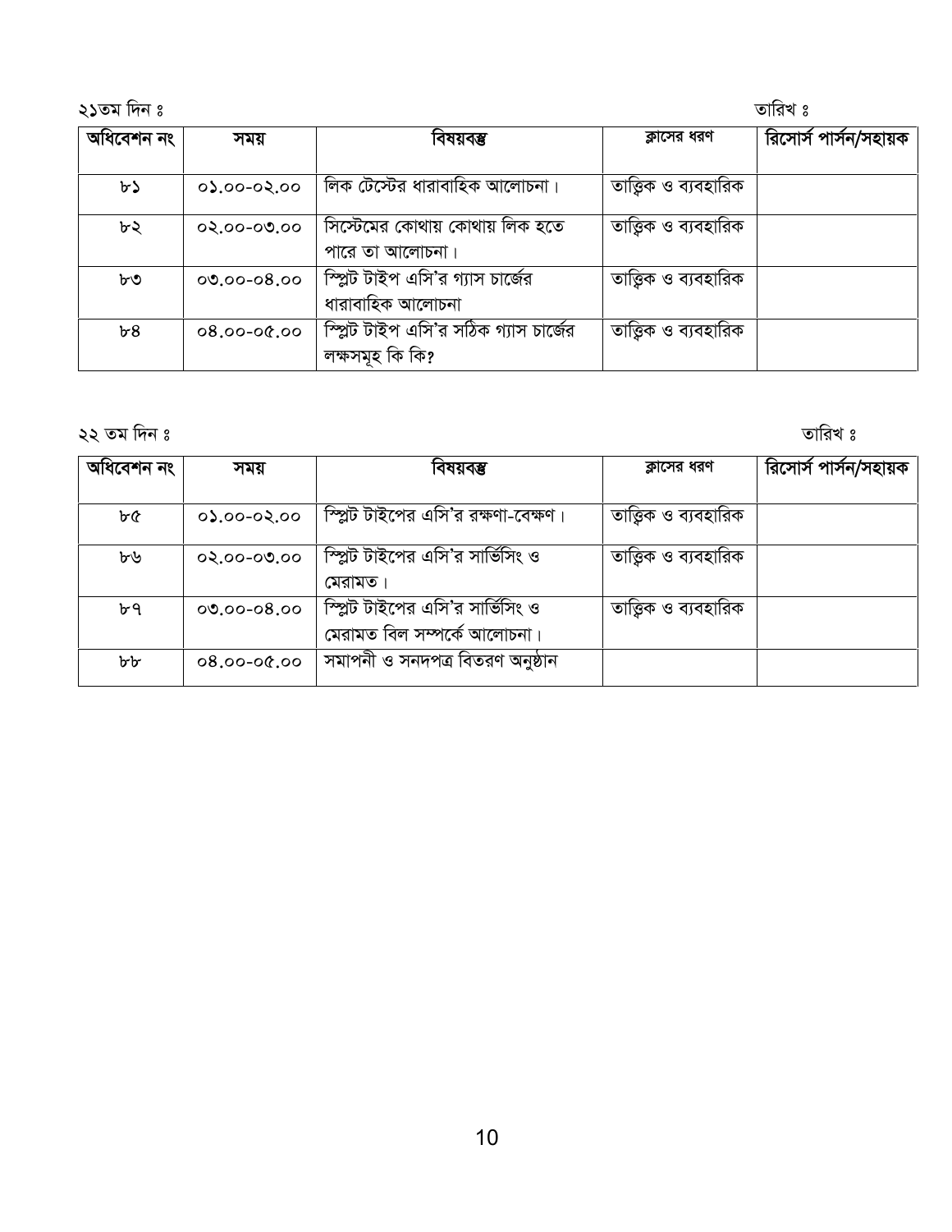২১তম দিন ঃ　　　　　　　　　　　　　　　　　　　　　　　　　　　　　　　তারিখ ঃ

| অধিবেশন নং | সময় | বিষয়বস্তু | ক্লাসের ধরণ | রিসোর্স পার্সন/সহায়ক |
|---|---|---|---|---|
| ৮১ | ০১.০০-০২.০০ | লিক টেস্টের ধারাবাহিক আলোচনা। | তাত্ত্বিক ও ব্যবহারিক | |
| ৮২ | ০২.০০-০৩.০০ | সিস্টেমের কোথায় কোথায় লিক হতে পারে তা আলোচনা। | তাত্ত্বিক ও ব্যবহারিক | |
| ৮৩ | ০৩.০০-০৪.০০ | স্প্লিট টাইপ এসি'র গ্যাস চার্জের ধারাবাহিক আলোচনা | তাত্ত্বিক ও ব্যবহারিক | |
| ৮৪ | ০৪.০০-০৫.০০ | স্প্লিট টাইপ এসি'র সঠিক গ্যাস চার্জের লক্ষসমূহ কি কি? | তাত্ত্বিক ও ব্যবহারিক | |

২২ তম দিন ঃ　　　　　　　　　　　　　　　　　　　　　　　　　　　　　　　তারিখ ঃ

| অধিবেশন নং | সময় | বিষয়বস্তু | ক্লাসের ধরণ | রিসোর্স পার্সন/সহায়ক |
|---|---|---|---|---|
| ৮৫ | ০১.০০-০২.০০ | স্প্লিট টাইপের এসি'র রক্ষণা-বেক্ষণ। | তাত্ত্বিক ও ব্যবহারিক | |
| ৮৬ | ০২.০০-০৩.০০ | স্প্লিট টাইপের এসি'র সার্ভিসিং ও মেরামত। | তাত্ত্বিক ও ব্যবহারিক | |
| ৮৭ | ০৩.০০-০৪.০০ | স্প্লিট টাইপের এসি'র সার্ভিসিং ও মেরামত বিল সম্পর্কে আলোচনা। | তাত্ত্বিক ও ব্যবহারিক | |
| ৮৮ | ০৪.০০-০৫.০০ | সমাপনী ও সনদপত্র বিতরণ অনুষ্ঠান | | |